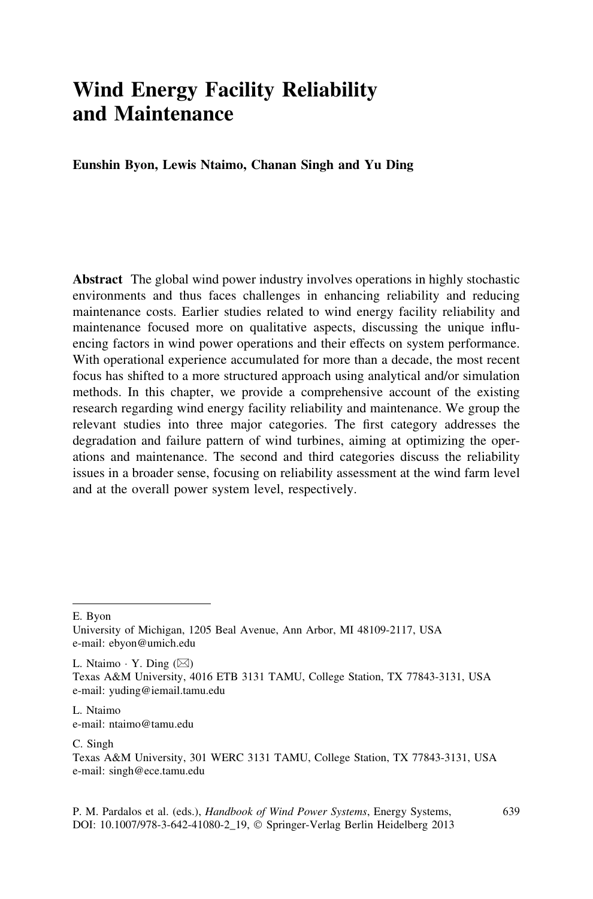# Wind Energy Facility Reliability and Maintenance

**Eunshin Byon, Lewis Ntaimo, Chanan Singh and Yu Ding**

**Abstract** The global wind power industry involves operations in highly stochastic environments and thus faces challenges in enhancing reliability and reducing maintenance costs. Earlier studies related to wind energy facility reliability and maintenance focused more on qualitative aspects, discussing the unique influencing factors in wind power operations and their effects on system performance. With operational experience accumulated for more than a decade, the most recent focus has shifted to a more structured approach using analytical and/or simulation methods. In this chapter, we provide a comprehensive account of the existing research regarding wind energy facility reliability and maintenance. We group the relevant studies into three major categories. The first category addresses the degradation and failure pattern of wind turbines, aiming at optimizing the operations and maintenance. The second and third categories discuss the reliability issues in a broader sense, focusing on reliability assessment at the wind farm level and at the overall power system level, respectively.

---

E. Byon
University of Michigan, 1205 Beal Avenue, Ann Arbor, MI 48109-2117, USA
e-mail: ebyon@umich.edu

L. Ntaimo · Y. Ding (✉)
Texas A&M University, 4016 ETB 3131 TAMU, College Station, TX 77843-3131, USA
e-mail: yuding@iemail.tamu.edu

L. Ntaimo
e-mail: ntaimo@tamu.edu

C. Singh
Texas A&M University, 301 WERC 3131 TAMU, College Station, TX 77843-3131, USA
e-mail: singh@ece.tamu.edu

P. M. Pardalos et al. (eds.), *Handbook of Wind Power Systems*, Energy Systems, DOI: 10.1007/978-3-642-41080-2_19, © Springer-Verlag Berlin Heidelberg 2013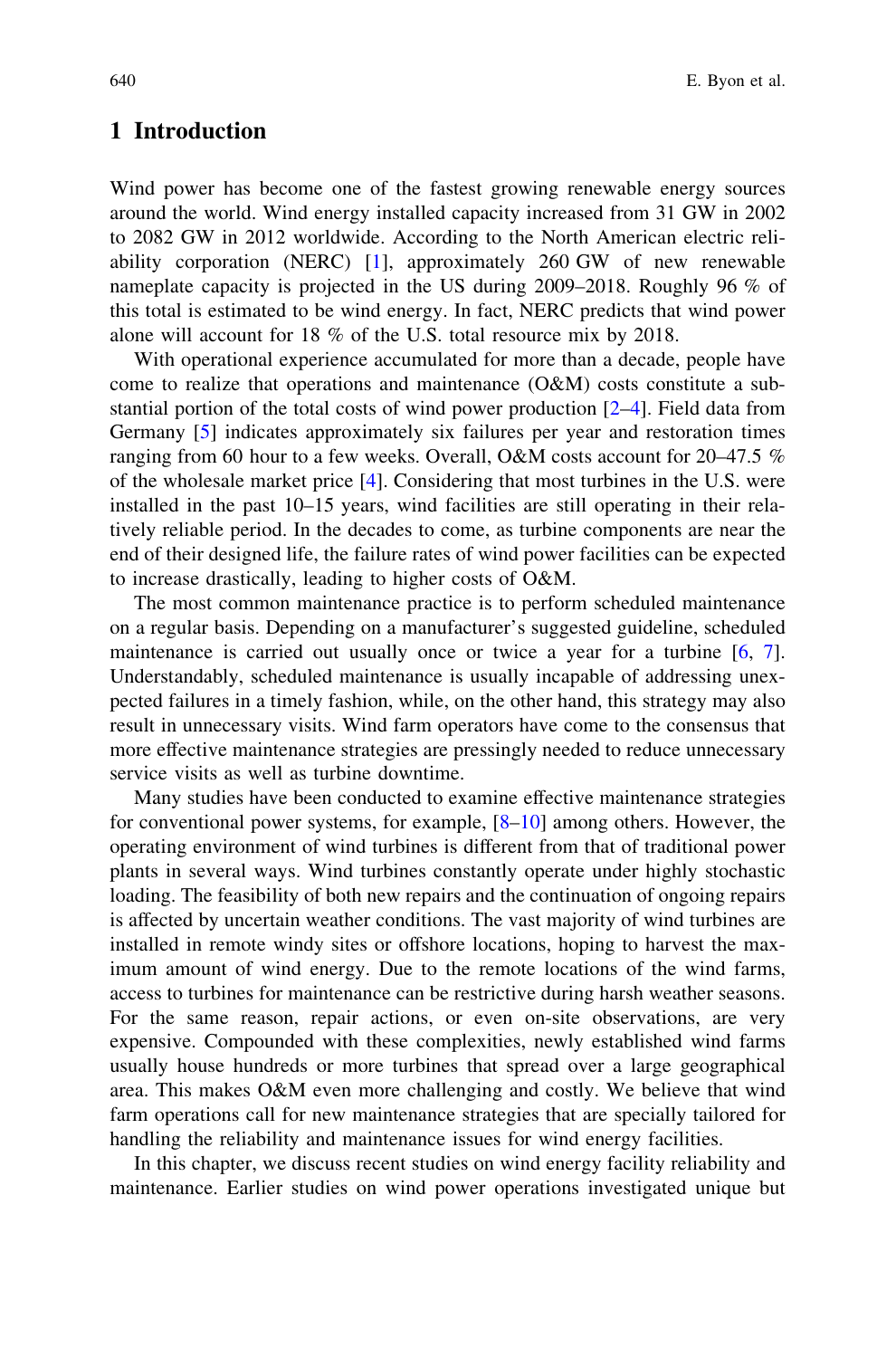## 1 Introduction

Wind power has become one of the fastest growing renewable energy sources around the world. Wind energy installed capacity increased from 31 GW in 2002 to 2082 GW in 2012 worldwide. According to the North American electric reliability corporation (NERC) [1], approximately 260 GW of new renewable nameplate capacity is projected in the US during 2009–2018. Roughly 96 % of this total is estimated to be wind energy. In fact, NERC predicts that wind power alone will account for 18 % of the U.S. total resource mix by 2018.

With operational experience accumulated for more than a decade, people have come to realize that operations and maintenance (O&M) costs constitute a substantial portion of the total costs of wind power production [2–4]. Field data from Germany [5] indicates approximately six failures per year and restoration times ranging from 60 hour to a few weeks. Overall, O&M costs account for 20–47.5 % of the wholesale market price [4]. Considering that most turbines in the U.S. were installed in the past 10–15 years, wind facilities are still operating in their relatively reliable period. In the decades to come, as turbine components are near the end of their designed life, the failure rates of wind power facilities can be expected to increase drastically, leading to higher costs of O&M.

The most common maintenance practice is to perform scheduled maintenance on a regular basis. Depending on a manufacturer's suggested guideline, scheduled maintenance is carried out usually once or twice a year for a turbine [6, 7]. Understandably, scheduled maintenance is usually incapable of addressing unexpected failures in a timely fashion, while, on the other hand, this strategy may also result in unnecessary visits. Wind farm operators have come to the consensus that more effective maintenance strategies are pressingly needed to reduce unnecessary service visits as well as turbine downtime.

Many studies have been conducted to examine effective maintenance strategies for conventional power systems, for example, [8–10] among others. However, the operating environment of wind turbines is different from that of traditional power plants in several ways. Wind turbines constantly operate under highly stochastic loading. The feasibility of both new repairs and the continuation of ongoing repairs is affected by uncertain weather conditions. The vast majority of wind turbines are installed in remote windy sites or offshore locations, hoping to harvest the maximum amount of wind energy. Due to the remote locations of the wind farms, access to turbines for maintenance can be restrictive during harsh weather seasons. For the same reason, repair actions, or even on-site observations, are very expensive. Compounded with these complexities, newly established wind farms usually house hundreds or more turbines that spread over a large geographical area. This makes O&M even more challenging and costly. We believe that wind farm operations call for new maintenance strategies that are specially tailored for handling the reliability and maintenance issues for wind energy facilities.

In this chapter, we discuss recent studies on wind energy facility reliability and maintenance. Earlier studies on wind power operations investigated unique but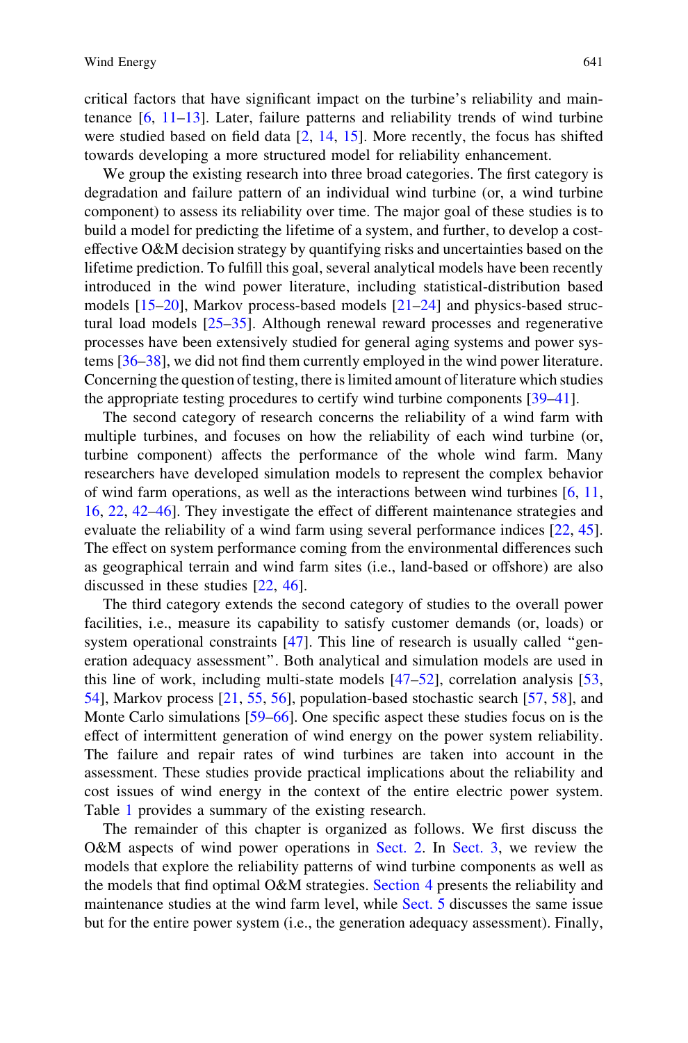critical factors that have significant impact on the turbine's reliability and maintenance [6, 11–13]. Later, failure patterns and reliability trends of wind turbine were studied based on field data [2, 14, 15]. More recently, the focus has shifted towards developing a more structured model for reliability enhancement.

We group the existing research into three broad categories. The first category is degradation and failure pattern of an individual wind turbine (or, a wind turbine component) to assess its reliability over time. The major goal of these studies is to build a model for predicting the lifetime of a system, and further, to develop a cost-effective O&M decision strategy by quantifying risks and uncertainties based on the lifetime prediction. To fulfill this goal, several analytical models have been recently introduced in the wind power literature, including statistical-distribution based models [15–20], Markov process-based models [21–24] and physics-based structural load models [25–35]. Although renewal reward processes and regenerative processes have been extensively studied for general aging systems and power systems [36–38], we did not find them currently employed in the wind power literature. Concerning the question of testing, there is limited amount of literature which studies the appropriate testing procedures to certify wind turbine components [39–41].

The second category of research concerns the reliability of a wind farm with multiple turbines, and focuses on how the reliability of each wind turbine (or, turbine component) affects the performance of the whole wind farm. Many researchers have developed simulation models to represent the complex behavior of wind farm operations, as well as the interactions between wind turbines [6, 11, 16, 22, 42–46]. They investigate the effect of different maintenance strategies and evaluate the reliability of a wind farm using several performance indices [22, 45]. The effect on system performance coming from the environmental differences such as geographical terrain and wind farm sites (i.e., land-based or offshore) are also discussed in these studies [22, 46].

The third category extends the second category of studies to the overall power facilities, i.e., measure its capability to satisfy customer demands (or, loads) or system operational constraints [47]. This line of research is usually called "generation adequacy assessment". Both analytical and simulation models are used in this line of work, including multi-state models [47–52], correlation analysis [53, 54], Markov process [21, 55, 56], population-based stochastic search [57, 58], and Monte Carlo simulations [59–66]. One specific aspect these studies focus on is the effect of intermittent generation of wind energy on the power system reliability. The failure and repair rates of wind turbines are taken into account in the assessment. These studies provide practical implications about the reliability and cost issues of wind energy in the context of the entire electric power system. Table 1 provides a summary of the existing research.

The remainder of this chapter is organized as follows. We first discuss the O&M aspects of wind power operations in Sect. 2. In Sect. 3, we review the models that explore the reliability patterns of wind turbine components as well as the models that find optimal O&M strategies. Section 4 presents the reliability and maintenance studies at the wind farm level, while Sect. 5 discusses the same issue but for the entire power system (i.e., the generation adequacy assessment). Finally,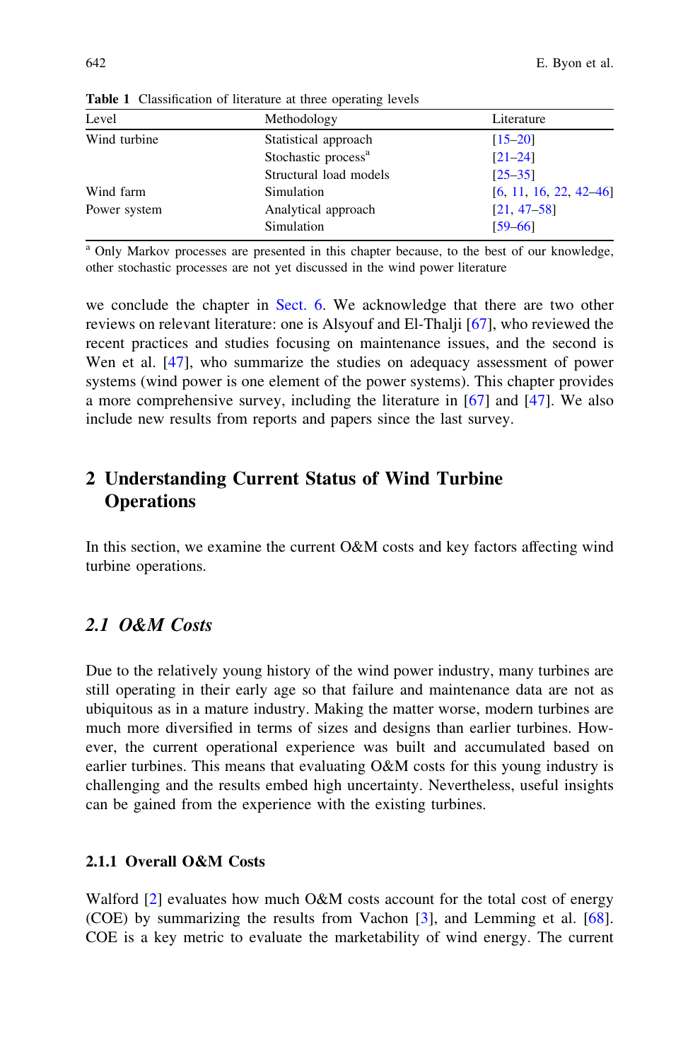**Table 1** Classification of literature at three operating levels

| Level | Methodology | Literature |
|---|---|---|
| Wind turbine | Statistical approach | [15–20] |
| | Stochastic process[a] | [21–24] |
| | Structural load models | [25–35] |
| Wind farm | Simulation | [6, 11, 16, 22, 42–46] |
| Power system | Analytical approach | [21, 47–58] |
| | Simulation | [59–66] |

[a] Only Markov processes are presented in this chapter because, to the best of our knowledge, other stochastic processes are not yet discussed in the wind power literature

we conclude the chapter in Sect. 6. We acknowledge that there are two other reviews on relevant literature: one is Alsyouf and El-Thalji [67], who reviewed the recent practices and studies focusing on maintenance issues, and the second is Wen et al. [47], who summarize the studies on adequacy assessment of power systems (wind power is one element of the power systems). This chapter provides a more comprehensive survey, including the literature in [67] and [47]. We also include new results from reports and papers since the last survey.

## 2 Understanding Current Status of Wind Turbine Operations

In this section, we examine the current O&M costs and key factors affecting wind turbine operations.

### *2.1 O&M Costs*

Due to the relatively young history of the wind power industry, many turbines are still operating in their early age so that failure and maintenance data are not as ubiquitous as in a mature industry. Making the matter worse, modern turbines are much more diversified in terms of sizes and designs than earlier turbines. However, the current operational experience was built and accumulated based on earlier turbines. This means that evaluating O&M costs for this young industry is challenging and the results embed high uncertainty. Nevertheless, useful insights can be gained from the experience with the existing turbines.

#### 2.1.1 Overall O&M Costs

Walford [2] evaluates how much O&M costs account for the total cost of energy (COE) by summarizing the results from Vachon [3], and Lemming et al. [68]. COE is a key metric to evaluate the marketability of wind energy. The current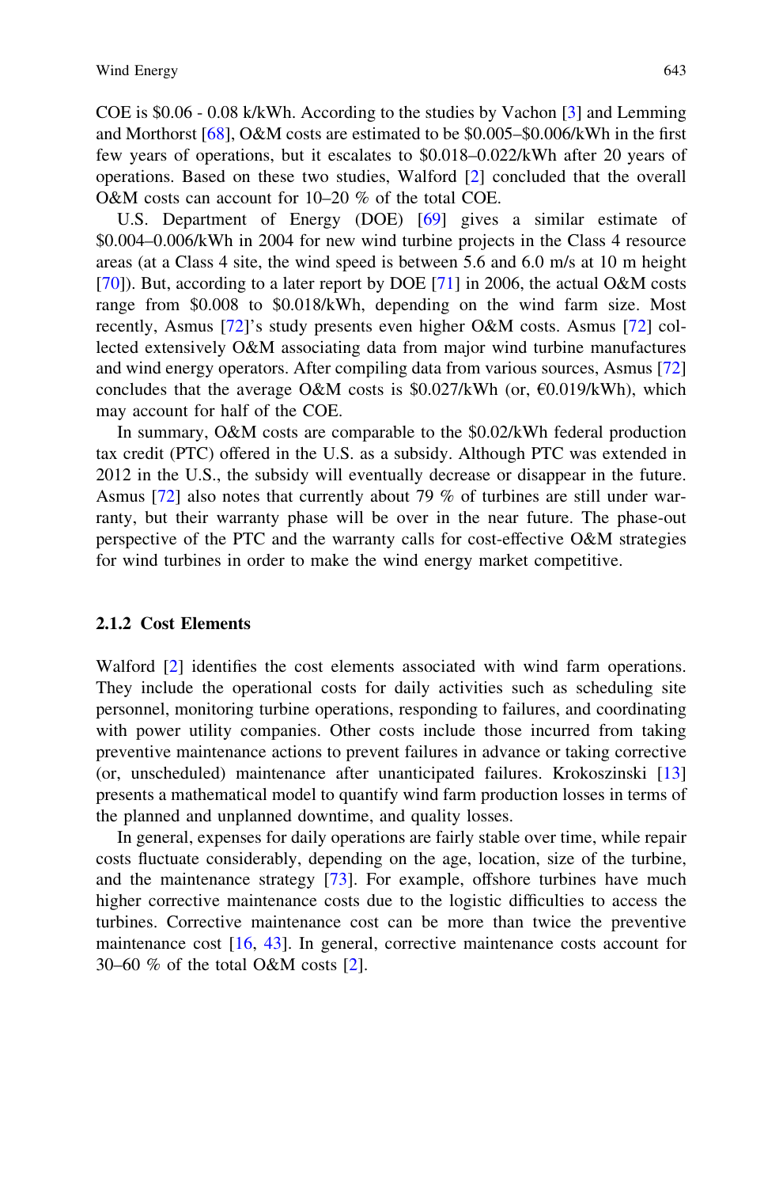COE is \$0.06 - 0.08 k/kWh. According to the studies by Vachon [3] and Lemming and Morthorst [68], O&M costs are estimated to be \$0.005–\$0.006/kWh in the first few years of operations, but it escalates to \$0.018–0.022/kWh after 20 years of operations. Based on these two studies, Walford [2] concluded that the overall O&M costs can account for 10–20 % of the total COE.

U.S. Department of Energy (DOE) [69] gives a similar estimate of \$0.004–0.006/kWh in 2004 for new wind turbine projects in the Class 4 resource areas (at a Class 4 site, the wind speed is between 5.6 and 6.0 m/s at 10 m height [70]). But, according to a later report by DOE [71] in 2006, the actual O&M costs range from \$0.008 to \$0.018/kWh, depending on the wind farm size. Most recently, Asmus [72]'s study presents even higher O&M costs. Asmus [72] collected extensively O&M associating data from major wind turbine manufactures and wind energy operators. After compiling data from various sources, Asmus [72] concludes that the average O&M costs is \$0.027/kWh (or, €0.019/kWh), which may account for half of the COE.

In summary, O&M costs are comparable to the \$0.02/kWh federal production tax credit (PTC) offered in the U.S. as a subsidy. Although PTC was extended in 2012 in the U.S., the subsidy will eventually decrease or disappear in the future. Asmus [72] also notes that currently about 79 % of turbines are still under warranty, but their warranty phase will be over in the near future. The phase-out perspective of the PTC and the warranty calls for cost-effective O&M strategies for wind turbines in order to make the wind energy market competitive.

### 2.1.2 Cost Elements

Walford [2] identifies the cost elements associated with wind farm operations. They include the operational costs for daily activities such as scheduling site personnel, monitoring turbine operations, responding to failures, and coordinating with power utility companies. Other costs include those incurred from taking preventive maintenance actions to prevent failures in advance or taking corrective (or, unscheduled) maintenance after unanticipated failures. Krokoszinski [13] presents a mathematical model to quantify wind farm production losses in terms of the planned and unplanned downtime, and quality losses.

In general, expenses for daily operations are fairly stable over time, while repair costs fluctuate considerably, depending on the age, location, size of the turbine, and the maintenance strategy [73]. For example, offshore turbines have much higher corrective maintenance costs due to the logistic difficulties to access the turbines. Corrective maintenance cost can be more than twice the preventive maintenance cost [16, 43]. In general, corrective maintenance costs account for 30–60 % of the total O&M costs [2].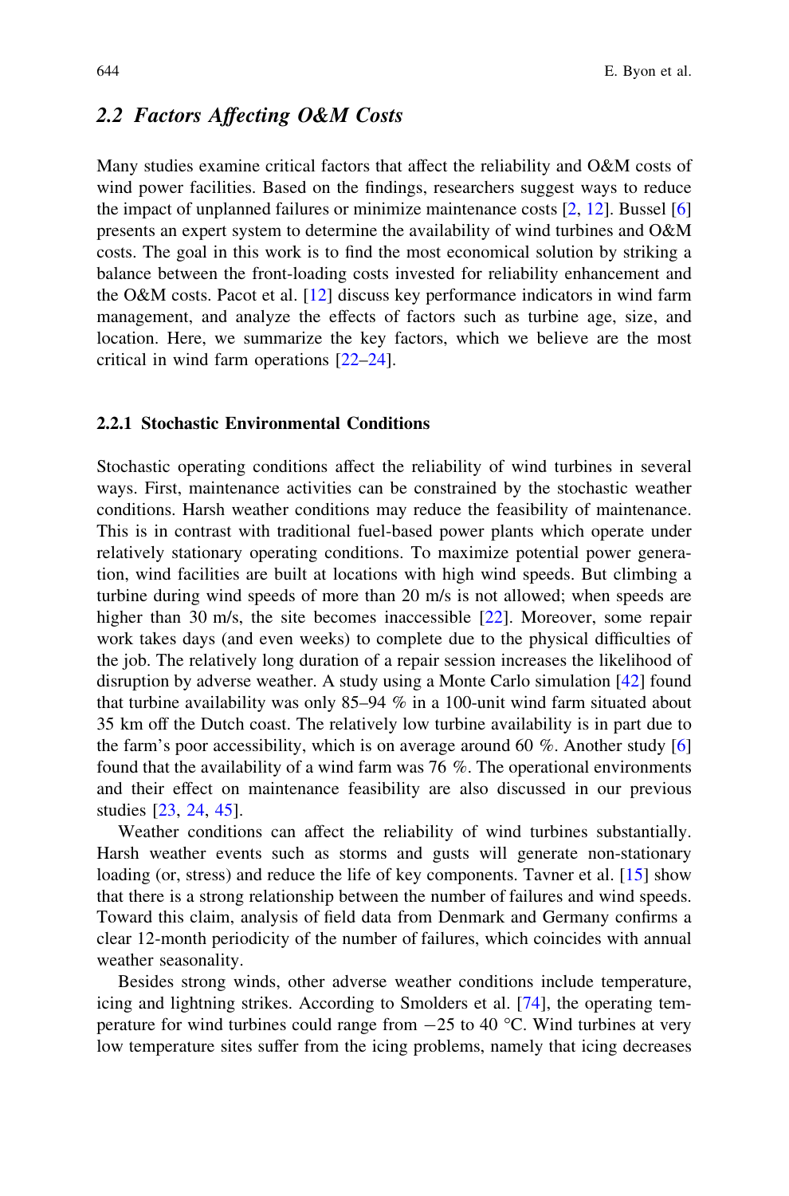## 2.2 Factors Affecting O&M Costs

Many studies examine critical factors that affect the reliability and O&M costs of wind power facilities. Based on the findings, researchers suggest ways to reduce the impact of unplanned failures or minimize maintenance costs [2, 12]. Bussel [6] presents an expert system to determine the availability of wind turbines and O&M costs. The goal in this work is to find the most economical solution by striking a balance between the front-loading costs invested for reliability enhancement and the O&M costs. Pacot et al. [12] discuss key performance indicators in wind farm management, and analyze the effects of factors such as turbine age, size, and location. Here, we summarize the key factors, which we believe are the most critical in wind farm operations [22–24].

### 2.2.1 Stochastic Environmental Conditions

Stochastic operating conditions affect the reliability of wind turbines in several ways. First, maintenance activities can be constrained by the stochastic weather conditions. Harsh weather conditions may reduce the feasibility of maintenance. This is in contrast with traditional fuel-based power plants which operate under relatively stationary operating conditions. To maximize potential power generation, wind facilities are built at locations with high wind speeds. But climbing a turbine during wind speeds of more than 20 m/s is not allowed; when speeds are higher than 30 m/s, the site becomes inaccessible [22]. Moreover, some repair work takes days (and even weeks) to complete due to the physical difficulties of the job. The relatively long duration of a repair session increases the likelihood of disruption by adverse weather. A study using a Monte Carlo simulation [42] found that turbine availability was only 85–94 % in a 100-unit wind farm situated about 35 km off the Dutch coast. The relatively low turbine availability is in part due to the farm's poor accessibility, which is on average around 60 %. Another study [6] found that the availability of a wind farm was 76 %. The operational environments and their effect on maintenance feasibility are also discussed in our previous studies [23, 24, 45].

Weather conditions can affect the reliability of wind turbines substantially. Harsh weather events such as storms and gusts will generate non-stationary loading (or, stress) and reduce the life of key components. Tavner et al. [15] show that there is a strong relationship between the number of failures and wind speeds. Toward this claim, analysis of field data from Denmark and Germany confirms a clear 12-month periodicity of the number of failures, which coincides with annual weather seasonality.

Besides strong winds, other adverse weather conditions include temperature, icing and lightning strikes. According to Smolders et al. [74], the operating temperature for wind turbines could range from −25 to 40 °C. Wind turbines at very low temperature sites suffer from the icing problems, namely that icing decreases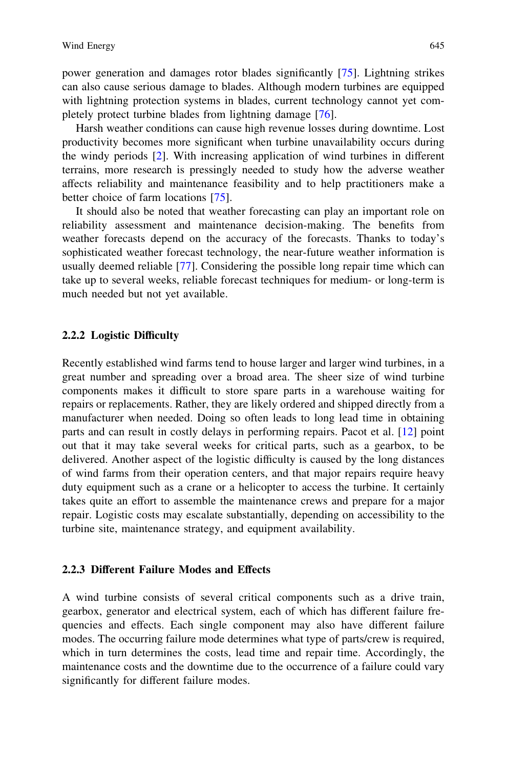power generation and damages rotor blades significantly [75]. Lightning strikes can also cause serious damage to blades. Although modern turbines are equipped with lightning protection systems in blades, current technology cannot yet completely protect turbine blades from lightning damage [76].

Harsh weather conditions can cause high revenue losses during downtime. Lost productivity becomes more significant when turbine unavailability occurs during the windy periods [2]. With increasing application of wind turbines in different terrains, more research is pressingly needed to study how the adverse weather affects reliability and maintenance feasibility and to help practitioners make a better choice of farm locations [75].

It should also be noted that weather forecasting can play an important role on reliability assessment and maintenance decision-making. The benefits from weather forecasts depend on the accuracy of the forecasts. Thanks to today's sophisticated weather forecast technology, the near-future weather information is usually deemed reliable [77]. Considering the possible long repair time which can take up to several weeks, reliable forecast techniques for medium- or long-term is much needed but not yet available.

### 2.2.2 Logistic Difficulty

Recently established wind farms tend to house larger and larger wind turbines, in a great number and spreading over a broad area. The sheer size of wind turbine components makes it difficult to store spare parts in a warehouse waiting for repairs or replacements. Rather, they are likely ordered and shipped directly from a manufacturer when needed. Doing so often leads to long lead time in obtaining parts and can result in costly delays in performing repairs. Pacot et al. [12] point out that it may take several weeks for critical parts, such as a gearbox, to be delivered. Another aspect of the logistic difficulty is caused by the long distances of wind farms from their operation centers, and that major repairs require heavy duty equipment such as a crane or a helicopter to access the turbine. It certainly takes quite an effort to assemble the maintenance crews and prepare for a major repair. Logistic costs may escalate substantially, depending on accessibility to the turbine site, maintenance strategy, and equipment availability.

### 2.2.3 Different Failure Modes and Effects

A wind turbine consists of several critical components such as a drive train, gearbox, generator and electrical system, each of which has different failure frequencies and effects. Each single component may also have different failure modes. The occurring failure mode determines what type of parts/crew is required, which in turn determines the costs, lead time and repair time. Accordingly, the maintenance costs and the downtime due to the occurrence of a failure could vary significantly for different failure modes.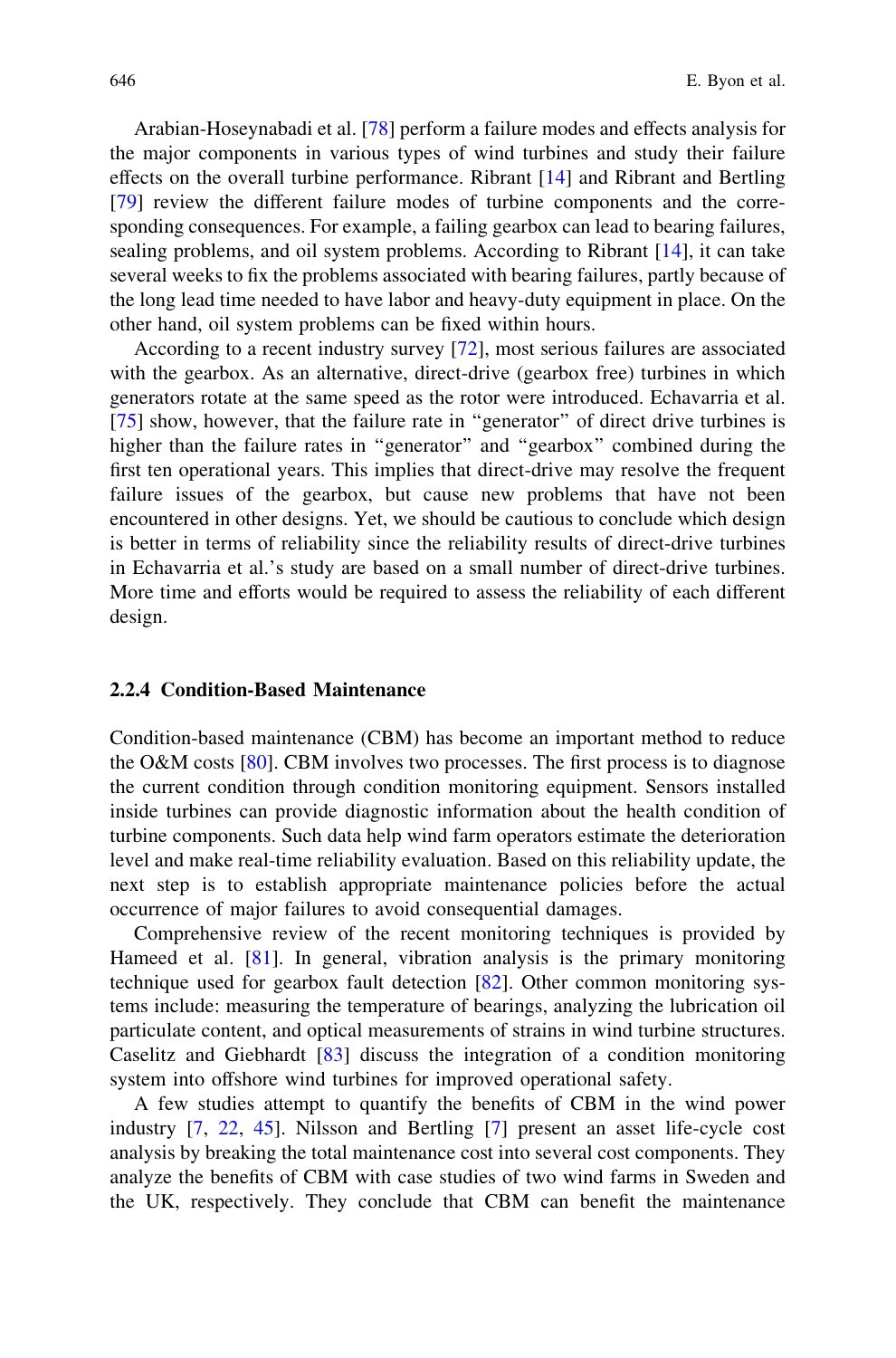Arabian-Hoseynabadi et al. [78] perform a failure modes and effects analysis for the major components in various types of wind turbines and study their failure effects on the overall turbine performance. Ribrant [14] and Ribrant and Bertling [79] review the different failure modes of turbine components and the corresponding consequences. For example, a failing gearbox can lead to bearing failures, sealing problems, and oil system problems. According to Ribrant [14], it can take several weeks to fix the problems associated with bearing failures, partly because of the long lead time needed to have labor and heavy-duty equipment in place. On the other hand, oil system problems can be fixed within hours.

According to a recent industry survey [72], most serious failures are associated with the gearbox. As an alternative, direct-drive (gearbox free) turbines in which generators rotate at the same speed as the rotor were introduced. Echavarria et al. [75] show, however, that the failure rate in "generator" of direct drive turbines is higher than the failure rates in "generator" and "gearbox" combined during the first ten operational years. This implies that direct-drive may resolve the frequent failure issues of the gearbox, but cause new problems that have not been encountered in other designs. Yet, we should be cautious to conclude which design is better in terms of reliability since the reliability results of direct-drive turbines in Echavarria et al.'s study are based on a small number of direct-drive turbines. More time and efforts would be required to assess the reliability of each different design.

### 2.2.4 Condition-Based Maintenance

Condition-based maintenance (CBM) has become an important method to reduce the O&M costs [80]. CBM involves two processes. The first process is to diagnose the current condition through condition monitoring equipment. Sensors installed inside turbines can provide diagnostic information about the health condition of turbine components. Such data help wind farm operators estimate the deterioration level and make real-time reliability evaluation. Based on this reliability update, the next step is to establish appropriate maintenance policies before the actual occurrence of major failures to avoid consequential damages.

Comprehensive review of the recent monitoring techniques is provided by Hameed et al. [81]. In general, vibration analysis is the primary monitoring technique used for gearbox fault detection [82]. Other common monitoring systems include: measuring the temperature of bearings, analyzing the lubrication oil particulate content, and optical measurements of strains in wind turbine structures. Caselitz and Giebhardt [83] discuss the integration of a condition monitoring system into offshore wind turbines for improved operational safety.

A few studies attempt to quantify the benefits of CBM in the wind power industry [7, 22, 45]. Nilsson and Bertling [7] present an asset life-cycle cost analysis by breaking the total maintenance cost into several cost components. They analyze the benefits of CBM with case studies of two wind farms in Sweden and the UK, respectively. They conclude that CBM can benefit the maintenance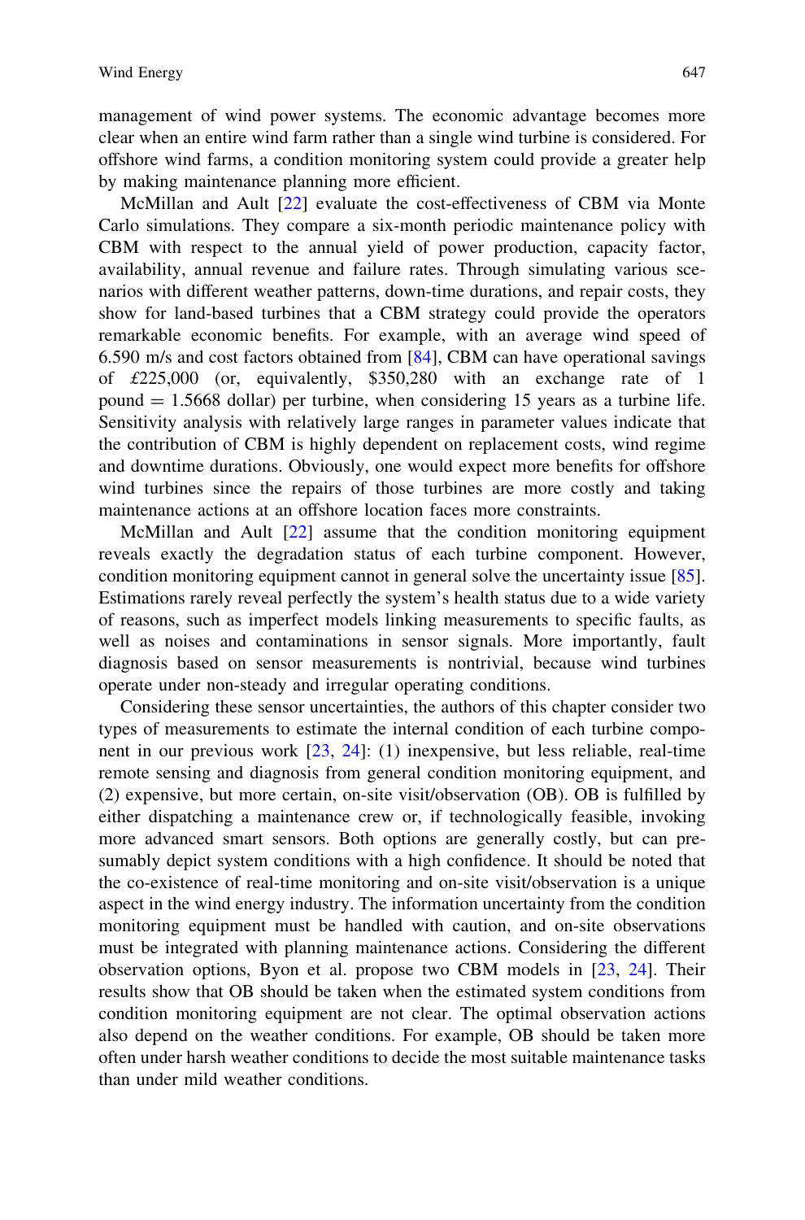management of wind power systems. The economic advantage becomes more clear when an entire wind farm rather than a single wind turbine is considered. For offshore wind farms, a condition monitoring system could provide a greater help by making maintenance planning more efficient.

McMillan and Ault [22] evaluate the cost-effectiveness of CBM via Monte Carlo simulations. They compare a six-month periodic maintenance policy with CBM with respect to the annual yield of power production, capacity factor, availability, annual revenue and failure rates. Through simulating various scenarios with different weather patterns, down-time durations, and repair costs, they show for land-based turbines that a CBM strategy could provide the operators remarkable economic benefits. For example, with an average wind speed of 6.590 m/s and cost factors obtained from [84], CBM can have operational savings of £225,000 (or, equivalently, \$350,280 with an exchange rate of 1 pound = 1.5668 dollar) per turbine, when considering 15 years as a turbine life. Sensitivity analysis with relatively large ranges in parameter values indicate that the contribution of CBM is highly dependent on replacement costs, wind regime and downtime durations. Obviously, one would expect more benefits for offshore wind turbines since the repairs of those turbines are more costly and taking maintenance actions at an offshore location faces more constraints.

McMillan and Ault [22] assume that the condition monitoring equipment reveals exactly the degradation status of each turbine component. However, condition monitoring equipment cannot in general solve the uncertainty issue [85]. Estimations rarely reveal perfectly the system's health status due to a wide variety of reasons, such as imperfect models linking measurements to specific faults, as well as noises and contaminations in sensor signals. More importantly, fault diagnosis based on sensor measurements is nontrivial, because wind turbines operate under non-steady and irregular operating conditions.

Considering these sensor uncertainties, the authors of this chapter consider two types of measurements to estimate the internal condition of each turbine component in our previous work [23, 24]: (1) inexpensive, but less reliable, real-time remote sensing and diagnosis from general condition monitoring equipment, and (2) expensive, but more certain, on-site visit/observation (OB). OB is fulfilled by either dispatching a maintenance crew or, if technologically feasible, invoking more advanced smart sensors. Both options are generally costly, but can presumably depict system conditions with a high confidence. It should be noted that the co-existence of real-time monitoring and on-site visit/observation is a unique aspect in the wind energy industry. The information uncertainty from the condition monitoring equipment must be handled with caution, and on-site observations must be integrated with planning maintenance actions. Considering the different observation options, Byon et al. propose two CBM models in [23, 24]. Their results show that OB should be taken when the estimated system conditions from condition monitoring equipment are not clear. The optimal observation actions also depend on the weather conditions. For example, OB should be taken more often under harsh weather conditions to decide the most suitable maintenance tasks than under mild weather conditions.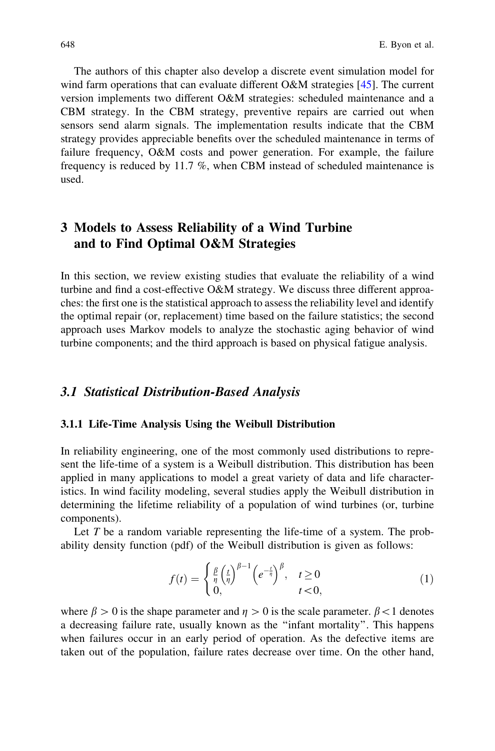The authors of this chapter also develop a discrete event simulation model for wind farm operations that can evaluate different O&M strategies [45]. The current version implements two different O&M strategies: scheduled maintenance and a CBM strategy. In the CBM strategy, preventive repairs are carried out when sensors send alarm signals. The implementation results indicate that the CBM strategy provides appreciable benefits over the scheduled maintenance in terms of failure frequency, O&M costs and power generation. For example, the failure frequency is reduced by 11.7 %, when CBM instead of scheduled maintenance is used.

# 3 Models to Assess Reliability of a Wind Turbine and to Find Optimal O&M Strategies

In this section, we review existing studies that evaluate the reliability of a wind turbine and find a cost-effective O&M strategy. We discuss three different approaches: the first one is the statistical approach to assess the reliability level and identify the optimal repair (or, replacement) time based on the failure statistics; the second approach uses Markov models to analyze the stochastic aging behavior of wind turbine components; and the third approach is based on physical fatigue analysis.

## *3.1 Statistical Distribution-Based Analysis*

### 3.1.1 Life-Time Analysis Using the Weibull Distribution

In reliability engineering, one of the most commonly used distributions to represent the life-time of a system is a Weibull distribution. This distribution has been applied in many applications to model a great variety of data and life characteristics. In wind facility modeling, several studies apply the Weibull distribution in determining the lifetime reliability of a population of wind turbines (or, turbine components).

Let $T$ be a random variable representing the life-time of a system. The probability density function (pdf) of the Weibull distribution is given as follows:

$$f(t) = \begin{cases} \frac{\beta}{\eta}\left(\frac{t}{\eta}\right)^{\beta-1}\left(e^{-\frac{t}{\eta}}\right)^{\beta}, & t \geq 0 \\ 0, & t < 0, \end{cases} \tag{1}$$

where $\beta > 0$ is the shape parameter and $\eta > 0$ is the scale parameter. $\beta < 1$ denotes a decreasing failure rate, usually known as the "infant mortality". This happens when failures occur in an early period of operation. As the defective items are taken out of the population, failure rates decrease over time. On the other hand,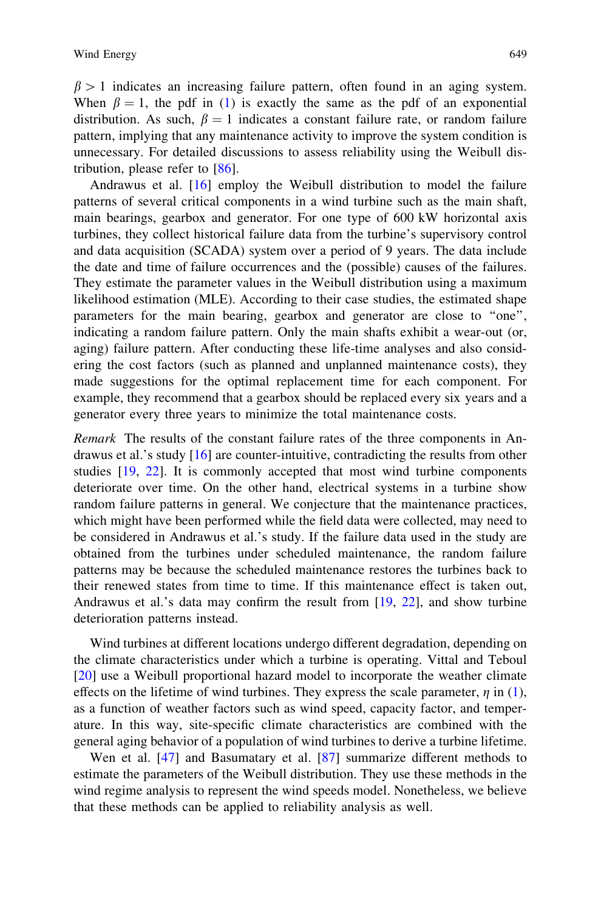$\beta > 1$ indicates an increasing failure pattern, often found in an aging system. When $\beta = 1$, the pdf in (1) is exactly the same as the pdf of an exponential distribution. As such, $\beta = 1$ indicates a constant failure rate, or random failure pattern, implying that any maintenance activity to improve the system condition is unnecessary. For detailed discussions to assess reliability using the Weibull distribution, please refer to [86].

Andrawus et al. [16] employ the Weibull distribution to model the failure patterns of several critical components in a wind turbine such as the main shaft, main bearings, gearbox and generator. For one type of 600 kW horizontal axis turbines, they collect historical failure data from the turbine's supervisory control and data acquisition (SCADA) system over a period of 9 years. The data include the date and time of failure occurrences and the (possible) causes of the failures. They estimate the parameter values in the Weibull distribution using a maximum likelihood estimation (MLE). According to their case studies, the estimated shape parameters for the main bearing, gearbox and generator are close to "one", indicating a random failure pattern. Only the main shafts exhibit a wear-out (or, aging) failure pattern. After conducting these life-time analyses and also considering the cost factors (such as planned and unplanned maintenance costs), they made suggestions for the optimal replacement time for each component. For example, they recommend that a gearbox should be replaced every six years and a generator every three years to minimize the total maintenance costs.

*Remark* The results of the constant failure rates of the three components in Andrawus et al.'s study [16] are counter-intuitive, contradicting the results from other studies [19, 22]. It is commonly accepted that most wind turbine components deteriorate over time. On the other hand, electrical systems in a turbine show random failure patterns in general. We conjecture that the maintenance practices, which might have been performed while the field data were collected, may need to be considered in Andrawus et al.'s study. If the failure data used in the study are obtained from the turbines under scheduled maintenance, the random failure patterns may be because the scheduled maintenance restores the turbines back to their renewed states from time to time. If this maintenance effect is taken out, Andrawus et al.'s data may confirm the result from [19, 22], and show turbine deterioration patterns instead.

Wind turbines at different locations undergo different degradation, depending on the climate characteristics under which a turbine is operating. Vittal and Teboul [20] use a Weibull proportional hazard model to incorporate the weather climate effects on the lifetime of wind turbines. They express the scale parameter, $\eta$ in (1), as a function of weather factors such as wind speed, capacity factor, and temperature. In this way, site-specific climate characteristics are combined with the general aging behavior of a population of wind turbines to derive a turbine lifetime.

Wen et al. [47] and Basumatary et al. [87] summarize different methods to estimate the parameters of the Weibull distribution. They use these methods in the wind regime analysis to represent the wind speeds model. Nonetheless, we believe that these methods can be applied to reliability analysis as well.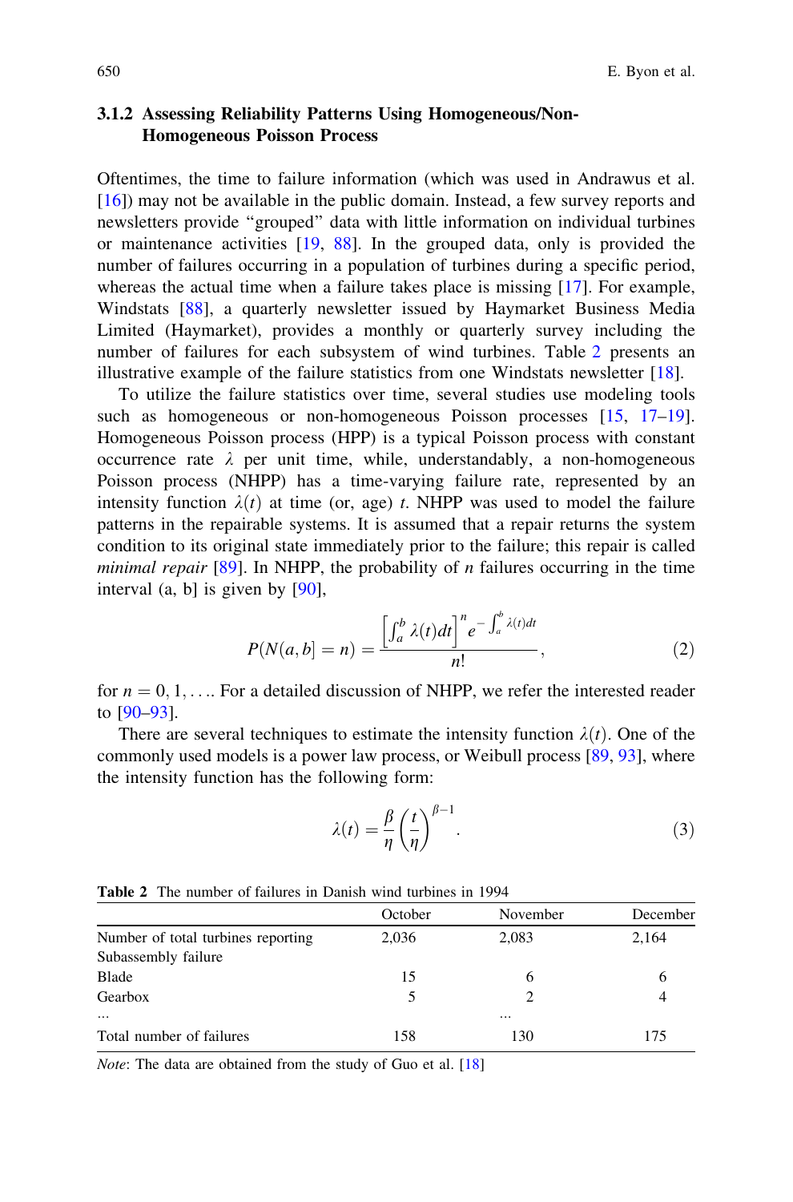### 3.1.2 Assessing Reliability Patterns Using Homogeneous/Non-Homogeneous Poisson Process

Oftentimes, the time to failure information (which was used in Andrawus et al. [16]) may not be available in the public domain. Instead, a few survey reports and newsletters provide "grouped" data with little information on individual turbines or maintenance activities [19, 88]. In the grouped data, only is provided the number of failures occurring in a population of turbines during a specific period, whereas the actual time when a failure takes place is missing [17]. For example, Windstats [88], a quarterly newsletter issued by Haymarket Business Media Limited (Haymarket), provides a monthly or quarterly survey including the number of failures for each subsystem of wind turbines. Table 2 presents an illustrative example of the failure statistics from one Windstats newsletter [18].

To utilize the failure statistics over time, several studies use modeling tools such as homogeneous or non-homogeneous Poisson processes [15, 17–19]. Homogeneous Poisson process (HPP) is a typical Poisson process with constant occurrence rate $\lambda$ per unit time, while, understandably, a non-homogeneous Poisson process (NHPP) has a time-varying failure rate, represented by an intensity function $\lambda(t)$ at time (or, age) $t$. NHPP was used to model the failure patterns in the repairable systems. It is assumed that a repair returns the system condition to its original state immediately prior to the failure; this repair is called *minimal repair* [89]. In NHPP, the probability of $n$ failures occurring in the time interval (a, b] is given by [90],

$$P(N(a,b] = n) = \frac{\left[\int_a^b \lambda(t)dt\right]^n e^{-\int_a^b \lambda(t)dt}}{n!}, \tag{2}$$

for $n = 0, 1, \ldots$. For a detailed discussion of NHPP, we refer the interested reader to [90–93].

There are several techniques to estimate the intensity function $\lambda(t)$. One of the commonly used models is a power law process, or Weibull process [89, 93], where the intensity function has the following form:

$$\lambda(t) = \frac{\beta}{\eta}\left(\frac{t}{\eta}\right)^{\beta-1}. \tag{3}$$

**Table 2** The number of failures in Danish wind turbines in 1994

| | October | November | December |
|---|---|---|---|
| Number of total turbines reporting | 2,036 | 2,083 | 2,164 |
| Subassembly failure | | | |
| Blade | 15 | 6 | 6 |
| Gearbox | 5 | 2 | 4 |
| … | | … | |
| Total number of failures | 158 | 130 | 175 |

*Note*: The data are obtained from the study of Guo et al. [18]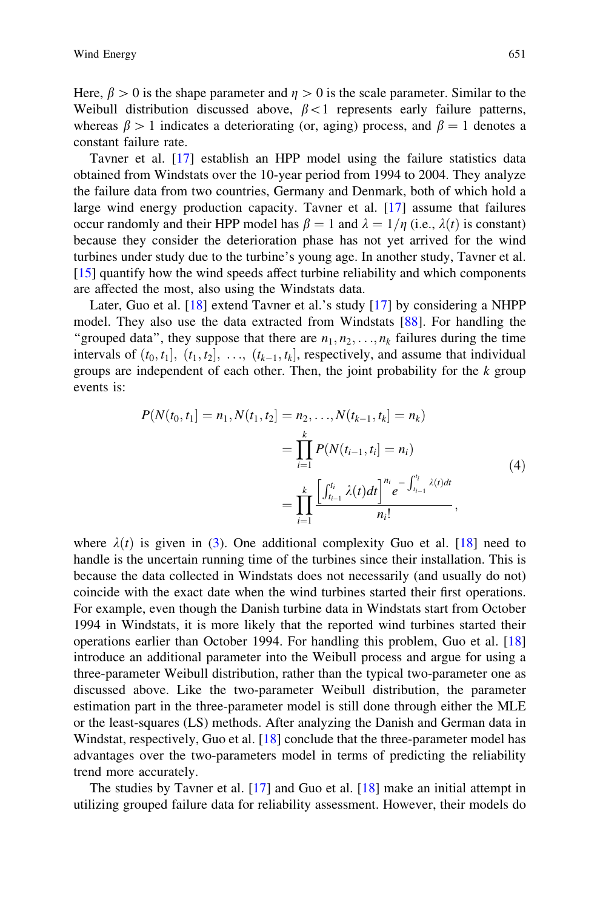Here, $\beta > 0$ is the shape parameter and $\eta > 0$ is the scale parameter. Similar to the Weibull distribution discussed above, $\beta < 1$ represents early failure patterns, whereas $\beta > 1$ indicates a deteriorating (or, aging) process, and $\beta = 1$ denotes a constant failure rate.

Tavner et al. [17] establish an HPP model using the failure statistics data obtained from Windstats over the 10-year period from 1994 to 2004. They analyze the failure data from two countries, Germany and Denmark, both of which hold a large wind energy production capacity. Tavner et al. [17] assume that failures occur randomly and their HPP model has $\beta = 1$ and $\lambda = 1/\eta$ (i.e., $\lambda(t)$ is constant) because they consider the deterioration phase has not yet arrived for the wind turbines under study due to the turbine's young age. In another study, Tavner et al. [15] quantify how the wind speeds affect turbine reliability and which components are affected the most, also using the Windstats data.

Later, Guo et al. [18] extend Tavner et al.'s study [17] by considering a NHPP model. They also use the data extracted from Windstats [88]. For handling the "grouped data", they suppose that there are $n_1, n_2, \ldots, n_k$ failures during the time intervals of $(t_0, t_1]$, $(t_1, t_2]$, $\ldots$, $(t_{k-1}, t_k]$, respectively, and assume that individual groups are independent of each other. Then, the joint probability for the $k$ group events is:

$$
\begin{aligned}
P(N(t_0, t_1] = n_1, N(t_1, t_2] = n_2, \ldots, N(t_{k-1}, t_k] = n_k) \\
&= \prod_{i=1}^{k} P(N(t_{i-1}, t_i] = n_i) \\
&= \prod_{i=1}^{k} \frac{\left[\int_{t_{i-1}}^{t_i} \lambda(t)dt\right]^{n_i} e^{-\int_{t_{i-1}}^{t_i} \lambda(t)dt}}{n_i!},
\end{aligned}
\tag{4}
$$

where $\lambda(t)$ is given in (3). One additional complexity Guo et al. [18] need to handle is the uncertain running time of the turbines since their installation. This is because the data collected in Windstats does not necessarily (and usually do not) coincide with the exact date when the wind turbines started their first operations. For example, even though the Danish turbine data in Windstats start from October 1994 in Windstats, it is more likely that the reported wind turbines started their operations earlier than October 1994. For handling this problem, Guo et al. [18] introduce an additional parameter into the Weibull process and argue for using a three-parameter Weibull distribution, rather than the typical two-parameter one as discussed above. Like the two-parameter Weibull distribution, the parameter estimation part in the three-parameter model is still done through either the MLE or the least-squares (LS) methods. After analyzing the Danish and German data in Windstat, respectively, Guo et al. [18] conclude that the three-parameter model has advantages over the two-parameters model in terms of predicting the reliability trend more accurately.

The studies by Tavner et al. [17] and Guo et al. [18] make an initial attempt in utilizing grouped failure data for reliability assessment. However, their models do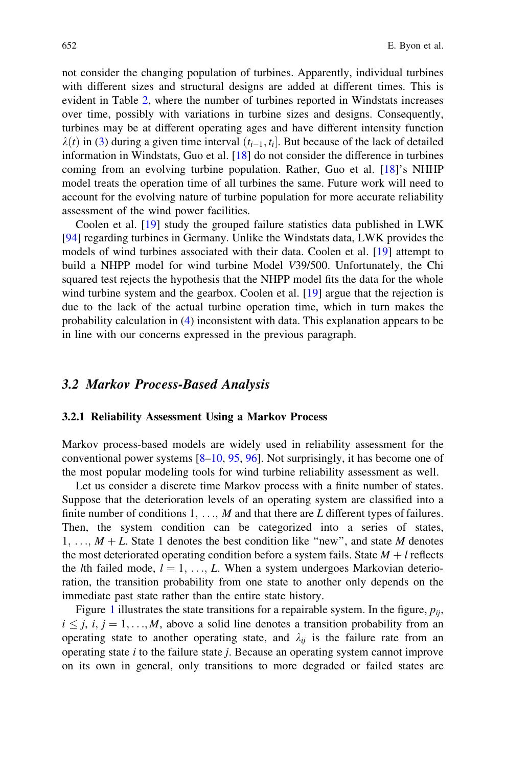not consider the changing population of turbines. Apparently, individual turbines with different sizes and structural designs are added at different times. This is evident in Table 2, where the number of turbines reported in Windstats increases over time, possibly with variations in turbine sizes and designs. Consequently, turbines may be at different operating ages and have different intensity function $\lambda(t)$ in (3) during a given time interval $(t_{i-1}, t_i]$. But because of the lack of detailed information in Windstats, Guo et al. [18] do not consider the difference in turbines coming from an evolving turbine population. Rather, Guo et al. [18]'s NHHP model treats the operation time of all turbines the same. Future work will need to account for the evolving nature of turbine population for more accurate reliability assessment of the wind power facilities.

Coolen et al. [19] study the grouped failure statistics data published in LWK [94] regarding turbines in Germany. Unlike the Windstats data, LWK provides the models of wind turbines associated with their data. Coolen et al. [19] attempt to build a NHPP model for wind turbine Model *V*39/500. Unfortunately, the Chi squared test rejects the hypothesis that the NHPP model fits the data for the whole wind turbine system and the gearbox. Coolen et al. [19] argue that the rejection is due to the lack of the actual turbine operation time, which in turn makes the probability calculation in (4) inconsistent with data. This explanation appears to be in line with our concerns expressed in the previous paragraph.

## 3.2 Markov Process-Based Analysis

### 3.2.1 Reliability Assessment Using a Markov Process

Markov process-based models are widely used in reliability assessment for the conventional power systems [8–10, 95, 96]. Not surprisingly, it has become one of the most popular modeling tools for wind turbine reliability assessment as well.

Let us consider a discrete time Markov process with a finite number of states. Suppose that the deterioration levels of an operating system are classified into a finite number of conditions $1, \ldots, M$ and that there are $L$ different types of failures. Then, the system condition can be categorized into a series of states, $1, \ldots, M + L$. State 1 denotes the best condition like "new", and state $M$ denotes the most deteriorated operating condition before a system fails. State $M + l$ reflects the $l$th failed mode, $l = 1, \ldots, L$. When a system undergoes Markovian deterioration, the transition probability from one state to another only depends on the immediate past state rather than the entire state history.

Figure 1 illustrates the state transitions for a repairable system. In the figure, $p_{ij}$, $i \le j$, $i, j = 1, \ldots, M$, above a solid line denotes a transition probability from an operating state to another operating state, and $\lambda_{ij}$ is the failure rate from an operating state $i$ to the failure state $j$. Because an operating system cannot improve on its own in general, only transitions to more degraded or failed states are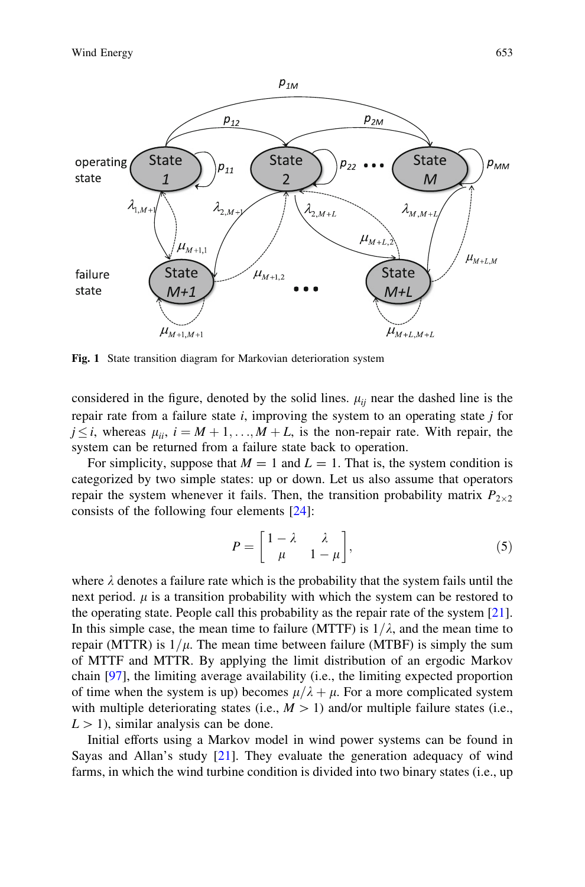Fig. 1 State transition diagram for Markovian deterioration system

considered in the figure, denoted by the solid lines. $\mu_{ij}$ near the dashed line is the repair rate from a failure state $i$, improving the system to an operating state $j$ for $j \leq i$, whereas $\mu_{ii}$, $i = M+1, \ldots, M+L$, is the non-repair rate. With repair, the system can be returned from a failure state back to operation.

For simplicity, suppose that $M = 1$ and $L = 1$. That is, the system condition is categorized by two simple states: up or down. Let us also assume that operators repair the system whenever it fails. Then, the transition probability matrix $P_{2\times 2}$ consists of the following four elements [24]:

$$P = \begin{bmatrix} 1-\lambda & \lambda \\ \mu & 1-\mu \end{bmatrix}, \tag{5}$$

where $\lambda$ denotes a failure rate which is the probability that the system fails until the next period. $\mu$ is a transition probability with which the system can be restored to the operating state. People call this probability as the repair rate of the system [21]. In this simple case, the mean time to failure (MTTF) is $1/\lambda$, and the mean time to repair (MTTR) is $1/\mu$. The mean time between failure (MTBF) is simply the sum of MTTF and MTTR. By applying the limit distribution of an ergodic Markov chain [97], the limiting average availability (i.e., the limiting expected proportion of time when the system is up) becomes $\mu/\lambda + \mu$. For a more complicated system with multiple deteriorating states (i.e., $M > 1$) and/or multiple failure states (i.e., $L > 1$), similar analysis can be done.

Initial efforts using a Markov model in wind power systems can be found in Sayas and Allan's study [21]. They evaluate the generation adequacy of wind farms, in which the wind turbine condition is divided into two binary states (i.e., up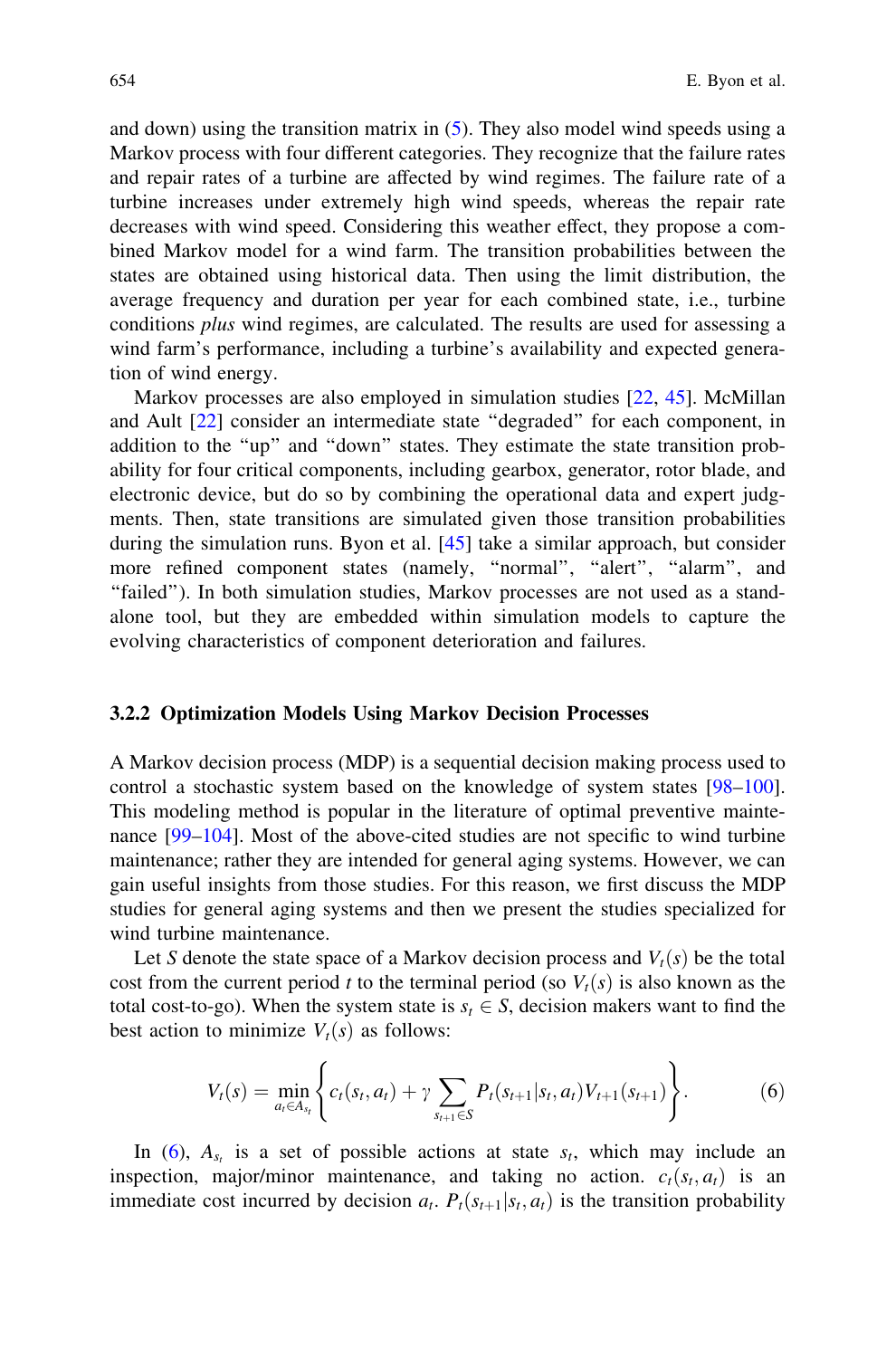and down) using the transition matrix in (5). They also model wind speeds using a Markov process with four different categories. They recognize that the failure rates and repair rates of a turbine are affected by wind regimes. The failure rate of a turbine increases under extremely high wind speeds, whereas the repair rate decreases with wind speed. Considering this weather effect, they propose a combined Markov model for a wind farm. The transition probabilities between the states are obtained using historical data. Then using the limit distribution, the average frequency and duration per year for each combined state, i.e., turbine conditions *plus* wind regimes, are calculated. The results are used for assessing a wind farm's performance, including a turbine's availability and expected generation of wind energy.

Markov processes are also employed in simulation studies [22, 45]. McMillan and Ault [22] consider an intermediate state "degraded" for each component, in addition to the "up" and "down" states. They estimate the state transition probability for four critical components, including gearbox, generator, rotor blade, and electronic device, but do so by combining the operational data and expert judgments. Then, state transitions are simulated given those transition probabilities during the simulation runs. Byon et al. [45] take a similar approach, but consider more refined component states (namely, "normal", "alert", "alarm", and "failed"). In both simulation studies, Markov processes are not used as a standalone tool, but they are embedded within simulation models to capture the evolving characteristics of component deterioration and failures.

### 3.2.2 Optimization Models Using Markov Decision Processes

A Markov decision process (MDP) is a sequential decision making process used to control a stochastic system based on the knowledge of system states [98–100]. This modeling method is popular in the literature of optimal preventive maintenance [99–104]. Most of the above-cited studies are not specific to wind turbine maintenance; rather they are intended for general aging systems. However, we can gain useful insights from those studies. For this reason, we first discuss the MDP studies for general aging systems and then we present the studies specialized for wind turbine maintenance.

Let $S$ denote the state space of a Markov decision process and $V_t(s)$ be the total cost from the current period $t$ to the terminal period (so $V_t(s)$ is also known as the total cost-to-go). When the system state is $s_t \in S$, decision makers want to find the best action to minimize $V_t(s)$ as follows:

$$V_t(s) = \min_{a_t \in A_{s_t}} \left\{ c_t(s_t, a_t) + \gamma \sum_{s_{t+1} \in S} P_t(s_{t+1}|s_t, a_t) V_{t+1}(s_{t+1}) \right\}. \tag{6}$$

In (6), $A_{s_t}$ is a set of possible actions at state $s_t$, which may include an inspection, major/minor maintenance, and taking no action. $c_t(s_t, a_t)$ is an immediate cost incurred by decision $a_t$. $P_t(s_{t+1}|s_t, a_t)$ is the transition probability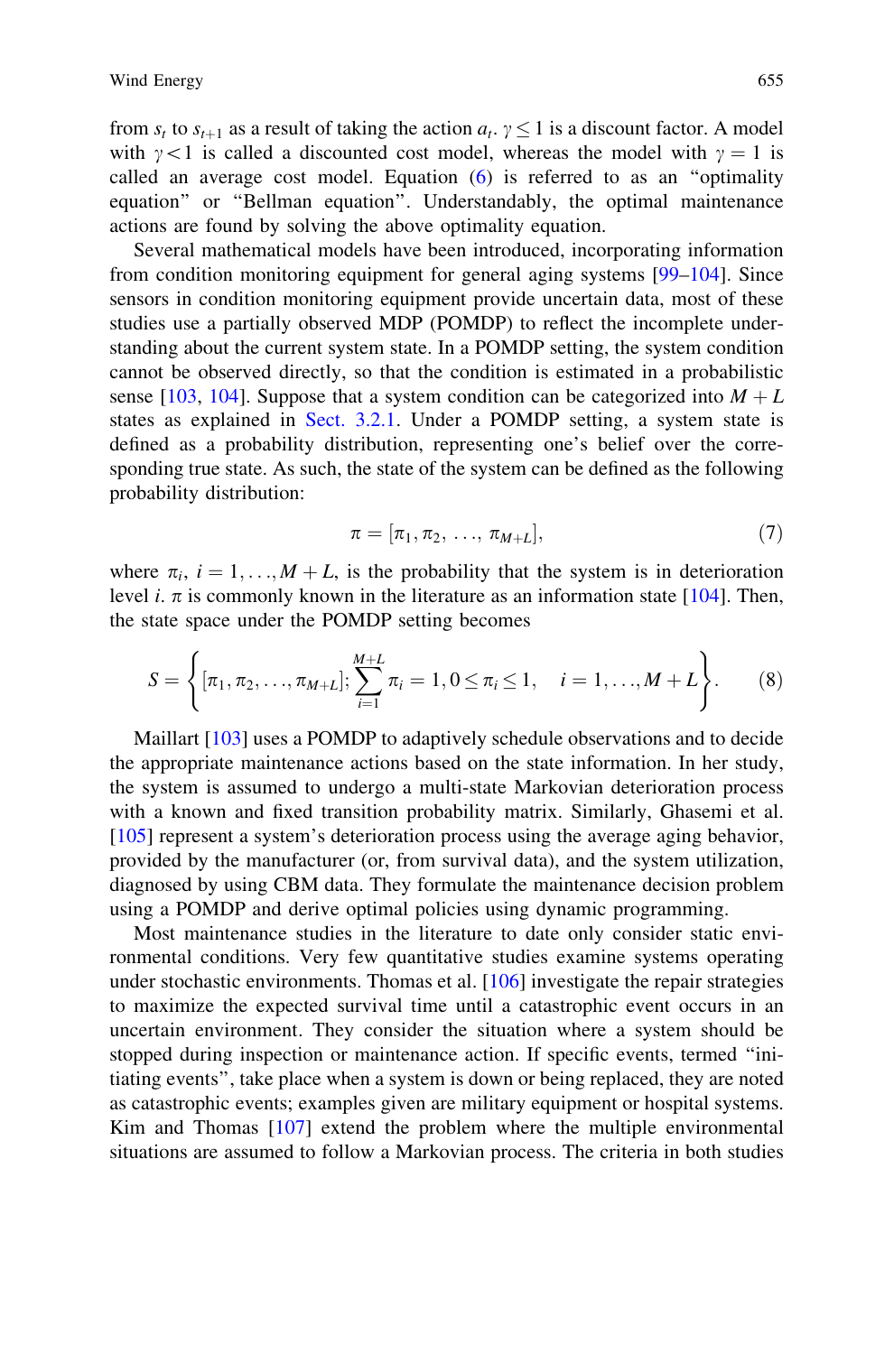from $s_t$ to $s_{t+1}$ as a result of taking the action $a_t$. $\gamma \leq 1$ is a discount factor. A model with $\gamma < 1$ is called a discounted cost model, whereas the model with $\gamma = 1$ is called an average cost model. Equation (6) is referred to as an "optimality equation" or "Bellman equation". Understandably, the optimal maintenance actions are found by solving the above optimality equation.

Several mathematical models have been introduced, incorporating information from condition monitoring equipment for general aging systems [99–104]. Since sensors in condition monitoring equipment provide uncertain data, most of these studies use a partially observed MDP (POMDP) to reflect the incomplete understanding about the current system state. In a POMDP setting, the system condition cannot be observed directly, so that the condition is estimated in a probabilistic sense [103, 104]. Suppose that a system condition can be categorized into $M + L$ states as explained in Sect. 3.2.1. Under a POMDP setting, a system state is defined as a probability distribution, representing one's belief over the corresponding true state. As such, the state of the system can be defined as the following probability distribution:

$$\pi = [\pi_1, \pi_2, \ldots, \pi_{M+L}], \tag{7}$$

where $\pi_i$, $i = 1, \ldots, M + L$, is the probability that the system is in deterioration level $i$. $\pi$ is commonly known in the literature as an information state [104]. Then, the state space under the POMDP setting becomes

$$S = \left\{ [\pi_1, \pi_2, \ldots, \pi_{M+L}]; \sum_{i=1}^{M+L} \pi_i = 1, 0 \leq \pi_i \leq 1, \quad i = 1, \ldots, M + L \right\}. \tag{8}$$

Maillart [103] uses a POMDP to adaptively schedule observations and to decide the appropriate maintenance actions based on the state information. In her study, the system is assumed to undergo a multi-state Markovian deterioration process with a known and fixed transition probability matrix. Similarly, Ghasemi et al. [105] represent a system's deterioration process using the average aging behavior, provided by the manufacturer (or, from survival data), and the system utilization, diagnosed by using CBM data. They formulate the maintenance decision problem using a POMDP and derive optimal policies using dynamic programming.

Most maintenance studies in the literature to date only consider static environmental conditions. Very few quantitative studies examine systems operating under stochastic environments. Thomas et al. [106] investigate the repair strategies to maximize the expected survival time until a catastrophic event occurs in an uncertain environment. They consider the situation where a system should be stopped during inspection or maintenance action. If specific events, termed "initiating events", take place when a system is down or being replaced, they are noted as catastrophic events; examples given are military equipment or hospital systems. Kim and Thomas [107] extend the problem where the multiple environmental situations are assumed to follow a Markovian process. The criteria in both studies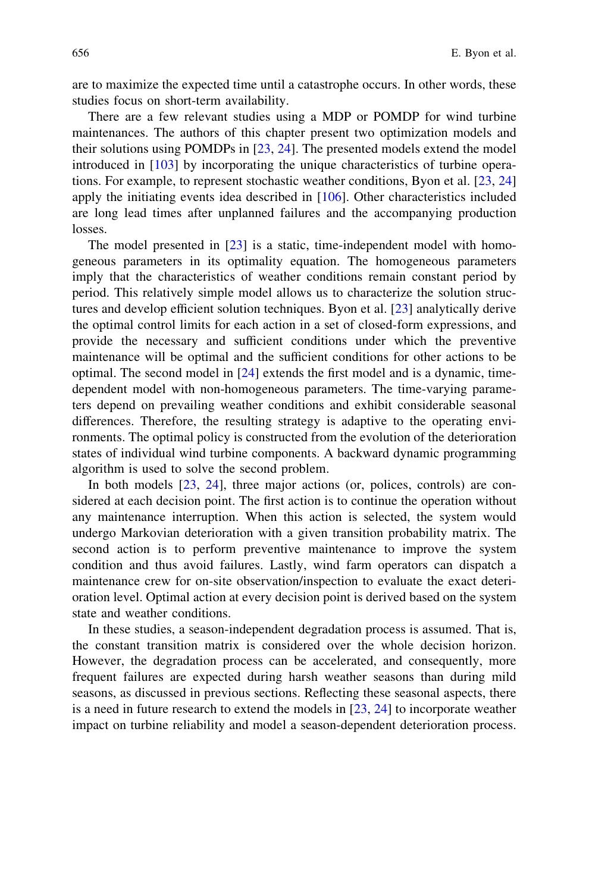are to maximize the expected time until a catastrophe occurs. In other words, these studies focus on short-term availability.

There are a few relevant studies using a MDP or POMDP for wind turbine maintenances. The authors of this chapter present two optimization models and their solutions using POMDPs in [23, 24]. The presented models extend the model introduced in [103] by incorporating the unique characteristics of turbine operations. For example, to represent stochastic weather conditions, Byon et al. [23, 24] apply the initiating events idea described in [106]. Other characteristics included are long lead times after unplanned failures and the accompanying production losses.

The model presented in [23] is a static, time-independent model with homogeneous parameters in its optimality equation. The homogeneous parameters imply that the characteristics of weather conditions remain constant period by period. This relatively simple model allows us to characterize the solution structures and develop efficient solution techniques. Byon et al. [23] analytically derive the optimal control limits for each action in a set of closed-form expressions, and provide the necessary and sufficient conditions under which the preventive maintenance will be optimal and the sufficient conditions for other actions to be optimal. The second model in [24] extends the first model and is a dynamic, time-dependent model with non-homogeneous parameters. The time-varying parameters depend on prevailing weather conditions and exhibit considerable seasonal differences. Therefore, the resulting strategy is adaptive to the operating environments. The optimal policy is constructed from the evolution of the deterioration states of individual wind turbine components. A backward dynamic programming algorithm is used to solve the second problem.

In both models [23, 24], three major actions (or, polices, controls) are considered at each decision point. The first action is to continue the operation without any maintenance interruption. When this action is selected, the system would undergo Markovian deterioration with a given transition probability matrix. The second action is to perform preventive maintenance to improve the system condition and thus avoid failures. Lastly, wind farm operators can dispatch a maintenance crew for on-site observation/inspection to evaluate the exact deterioration level. Optimal action at every decision point is derived based on the system state and weather conditions.

In these studies, a season-independent degradation process is assumed. That is, the constant transition matrix is considered over the whole decision horizon. However, the degradation process can be accelerated, and consequently, more frequent failures are expected during harsh weather seasons than during mild seasons, as discussed in previous sections. Reflecting these seasonal aspects, there is a need in future research to extend the models in [23, 24] to incorporate weather impact on turbine reliability and model a season-dependent deterioration process.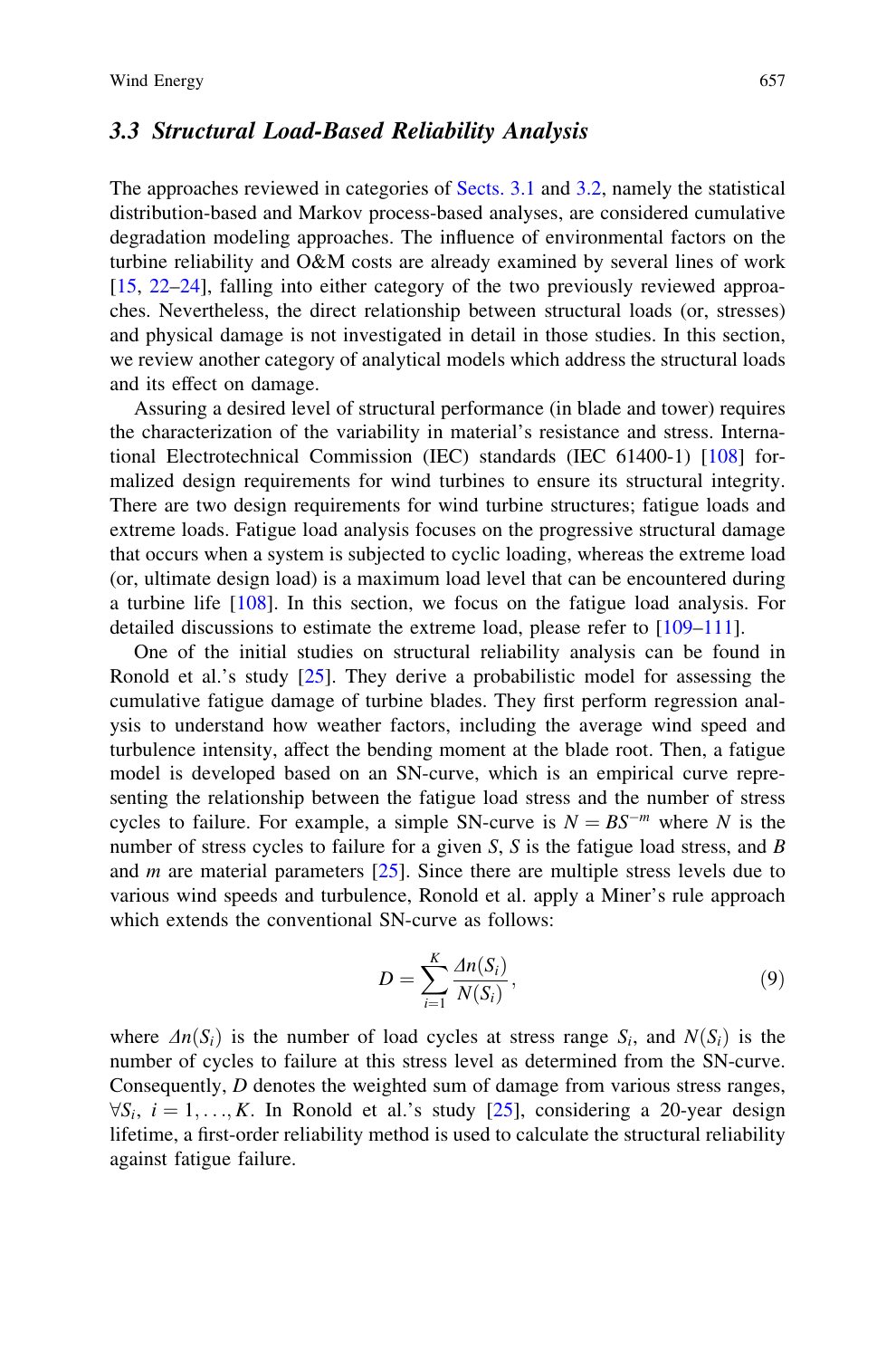### 3.3 Structural Load-Based Reliability Analysis

The approaches reviewed in categories of Sects. 3.1 and 3.2, namely the statistical distribution-based and Markov process-based analyses, are considered cumulative degradation modeling approaches. The influence of environmental factors on the turbine reliability and O&M costs are already examined by several lines of work [15, 22–24], falling into either category of the two previously reviewed approaches. Nevertheless, the direct relationship between structural loads (or, stresses) and physical damage is not investigated in detail in those studies. In this section, we review another category of analytical models which address the structural loads and its effect on damage.

Assuring a desired level of structural performance (in blade and tower) requires the characterization of the variability in material's resistance and stress. International Electrotechnical Commission (IEC) standards (IEC 61400-1) [108] formalized design requirements for wind turbines to ensure its structural integrity. There are two design requirements for wind turbine structures; fatigue loads and extreme loads. Fatigue load analysis focuses on the progressive structural damage that occurs when a system is subjected to cyclic loading, whereas the extreme load (or, ultimate design load) is a maximum load level that can be encountered during a turbine life [108]. In this section, we focus on the fatigue load analysis. For detailed discussions to estimate the extreme load, please refer to [109–111].

One of the initial studies on structural reliability analysis can be found in Ronold et al.'s study [25]. They derive a probabilistic model for assessing the cumulative fatigue damage of turbine blades. They first perform regression analysis to understand how weather factors, including the average wind speed and turbulence intensity, affect the bending moment at the blade root. Then, a fatigue model is developed based on an SN-curve, which is an empirical curve representing the relationship between the fatigue load stress and the number of stress cycles to failure. For example, a simple SN-curve is $N = BS^{-m}$ where $N$ is the number of stress cycles to failure for a given $S$, $S$ is the fatigue load stress, and $B$ and $m$ are material parameters [25]. Since there are multiple stress levels due to various wind speeds and turbulence, Ronold et al. apply a Miner's rule approach which extends the conventional SN-curve as follows:

$$D = \sum_{i=1}^{K} \frac{\Delta n(S_i)}{N(S_i)}, \tag{9}$$

where $\Delta n(S_i)$ is the number of load cycles at stress range $S_i$, and $N(S_i)$ is the number of cycles to failure at this stress level as determined from the SN-curve. Consequently, $D$ denotes the weighted sum of damage from various stress ranges, $\forall S_i,\ i = 1, \ldots, K$. In Ronold et al.'s study [25], considering a 20-year design lifetime, a first-order reliability method is used to calculate the structural reliability against fatigue failure.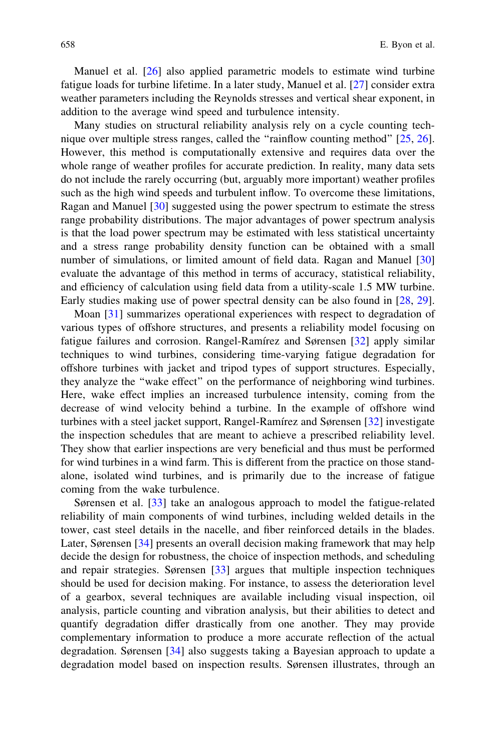Manuel et al. [26] also applied parametric models to estimate wind turbine fatigue loads for turbine lifetime. In a later study, Manuel et al. [27] consider extra weather parameters including the Reynolds stresses and vertical shear exponent, in addition to the average wind speed and turbulence intensity.

Many studies on structural reliability analysis rely on a cycle counting technique over multiple stress ranges, called the "rainflow counting method" [25, 26]. However, this method is computationally extensive and requires data over the whole range of weather profiles for accurate prediction. In reality, many data sets do not include the rarely occurring (but, arguably more important) weather profiles such as the high wind speeds and turbulent inflow. To overcome these limitations, Ragan and Manuel [30] suggested using the power spectrum to estimate the stress range probability distributions. The major advantages of power spectrum analysis is that the load power spectrum may be estimated with less statistical uncertainty and a stress range probability density function can be obtained with a small number of simulations, or limited amount of field data. Ragan and Manuel [30] evaluate the advantage of this method in terms of accuracy, statistical reliability, and efficiency of calculation using field data from a utility-scale 1.5 MW turbine. Early studies making use of power spectral density can be also found in [28, 29].

Moan [31] summarizes operational experiences with respect to degradation of various types of offshore structures, and presents a reliability model focusing on fatigue failures and corrosion. Rangel-Ramírez and Sørensen [32] apply similar techniques to wind turbines, considering time-varying fatigue degradation for offshore turbines with jacket and tripod types of support structures. Especially, they analyze the "wake effect" on the performance of neighboring wind turbines. Here, wake effect implies an increased turbulence intensity, coming from the decrease of wind velocity behind a turbine. In the example of offshore wind turbines with a steel jacket support, Rangel-Ramírez and Sørensen [32] investigate the inspection schedules that are meant to achieve a prescribed reliability level. They show that earlier inspections are very beneficial and thus must be performed for wind turbines in a wind farm. This is different from the practice on those stand-alone, isolated wind turbines, and is primarily due to the increase of fatigue coming from the wake turbulence.

Sørensen et al. [33] take an analogous approach to model the fatigue-related reliability of main components of wind turbines, including welded details in the tower, cast steel details in the nacelle, and fiber reinforced details in the blades. Later, Sørensen [34] presents an overall decision making framework that may help decide the design for robustness, the choice of inspection methods, and scheduling and repair strategies. Sørensen [33] argues that multiple inspection techniques should be used for decision making. For instance, to assess the deterioration level of a gearbox, several techniques are available including visual inspection, oil analysis, particle counting and vibration analysis, but their abilities to detect and quantify degradation differ drastically from one another. They may provide complementary information to produce a more accurate reflection of the actual degradation. Sørensen [34] also suggests taking a Bayesian approach to update a degradation model based on inspection results. Sørensen illustrates, through an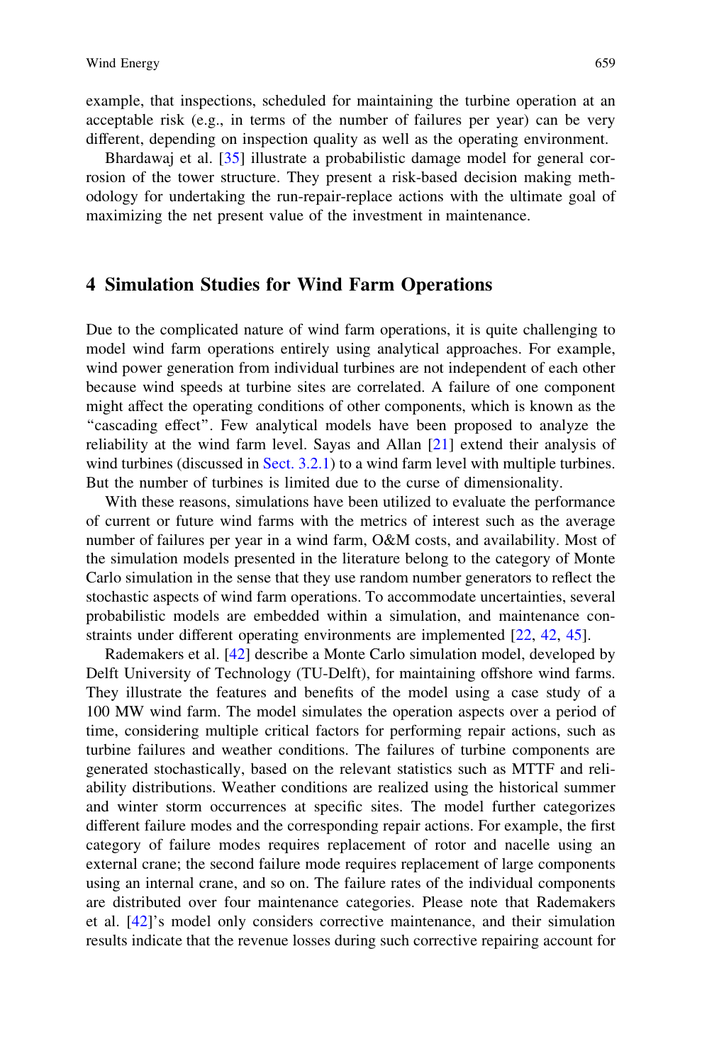example, that inspections, scheduled for maintaining the turbine operation at an acceptable risk (e.g., in terms of the number of failures per year) can be very different, depending on inspection quality as well as the operating environment.

Bhardawaj et al. [35] illustrate a probabilistic damage model for general corrosion of the tower structure. They present a risk-based decision making methodology for undertaking the run-repair-replace actions with the ultimate goal of maximizing the net present value of the investment in maintenance.

## 4 Simulation Studies for Wind Farm Operations

Due to the complicated nature of wind farm operations, it is quite challenging to model wind farm operations entirely using analytical approaches. For example, wind power generation from individual turbines are not independent of each other because wind speeds at turbine sites are correlated. A failure of one component might affect the operating conditions of other components, which is known as the "cascading effect". Few analytical models have been proposed to analyze the reliability at the wind farm level. Sayas and Allan [21] extend their analysis of wind turbines (discussed in Sect. 3.2.1) to a wind farm level with multiple turbines. But the number of turbines is limited due to the curse of dimensionality.

With these reasons, simulations have been utilized to evaluate the performance of current or future wind farms with the metrics of interest such as the average number of failures per year in a wind farm, O&M costs, and availability. Most of the simulation models presented in the literature belong to the category of Monte Carlo simulation in the sense that they use random number generators to reflect the stochastic aspects of wind farm operations. To accommodate uncertainties, several probabilistic models are embedded within a simulation, and maintenance constraints under different operating environments are implemented [22, 42, 45].

Rademakers et al. [42] describe a Monte Carlo simulation model, developed by Delft University of Technology (TU-Delft), for maintaining offshore wind farms. They illustrate the features and benefits of the model using a case study of a 100 MW wind farm. The model simulates the operation aspects over a period of time, considering multiple critical factors for performing repair actions, such as turbine failures and weather conditions. The failures of turbine components are generated stochastically, based on the relevant statistics such as MTTF and reliability distributions. Weather conditions are realized using the historical summer and winter storm occurrences at specific sites. The model further categorizes different failure modes and the corresponding repair actions. For example, the first category of failure modes requires replacement of rotor and nacelle using an external crane; the second failure mode requires replacement of large components using an internal crane, and so on. The failure rates of the individual components are distributed over four maintenance categories. Please note that Rademakers et al. [42]'s model only considers corrective maintenance, and their simulation results indicate that the revenue losses during such corrective repairing account for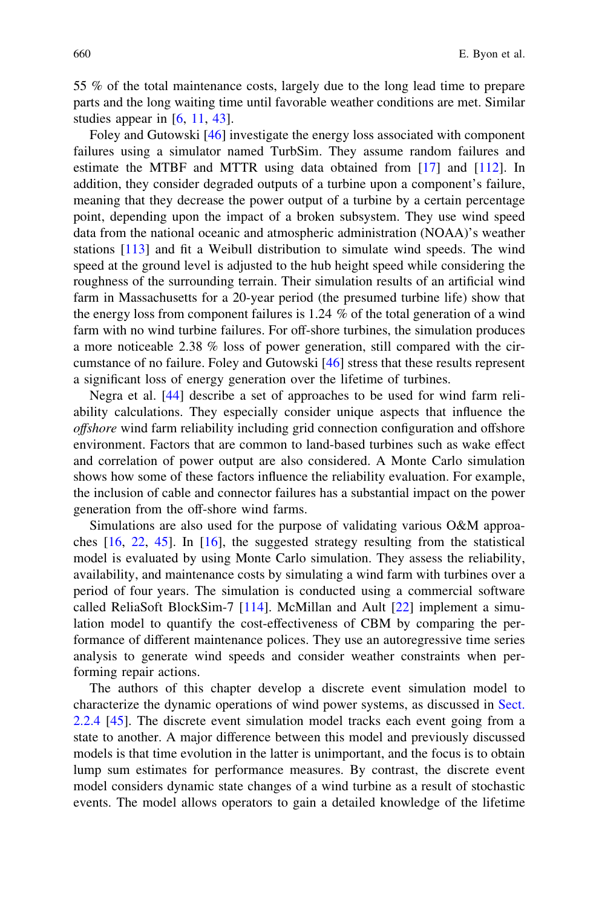55 % of the total maintenance costs, largely due to the long lead time to prepare parts and the long waiting time until favorable weather conditions are met. Similar studies appear in [6, 11, 43].

Foley and Gutowski [46] investigate the energy loss associated with component failures using a simulator named TurbSim. They assume random failures and estimate the MTBF and MTTR using data obtained from [17] and [112]. In addition, they consider degraded outputs of a turbine upon a component's failure, meaning that they decrease the power output of a turbine by a certain percentage point, depending upon the impact of a broken subsystem. They use wind speed data from the national oceanic and atmospheric administration (NOAA)'s weather stations [113] and fit a Weibull distribution to simulate wind speeds. The wind speed at the ground level is adjusted to the hub height speed while considering the roughness of the surrounding terrain. Their simulation results of an artificial wind farm in Massachusetts for a 20-year period (the presumed turbine life) show that the energy loss from component failures is 1.24 % of the total generation of a wind farm with no wind turbine failures. For off-shore turbines, the simulation produces a more noticeable 2.38 % loss of power generation, still compared with the circumstance of no failure. Foley and Gutowski [46] stress that these results represent a significant loss of energy generation over the lifetime of turbines.

Negra et al. [44] describe a set of approaches to be used for wind farm reliability calculations. They especially consider unique aspects that influence the *offshore* wind farm reliability including grid connection configuration and offshore environment. Factors that are common to land-based turbines such as wake effect and correlation of power output are also considered. A Monte Carlo simulation shows how some of these factors influence the reliability evaluation. For example, the inclusion of cable and connector failures has a substantial impact on the power generation from the off-shore wind farms.

Simulations are also used for the purpose of validating various O&M approaches [16, 22, 45]. In [16], the suggested strategy resulting from the statistical model is evaluated by using Monte Carlo simulation. They assess the reliability, availability, and maintenance costs by simulating a wind farm with turbines over a period of four years. The simulation is conducted using a commercial software called ReliaSoft BlockSim-7 [114]. McMillan and Ault [22] implement a simulation model to quantify the cost-effectiveness of CBM by comparing the performance of different maintenance polices. They use an autoregressive time series analysis to generate wind speeds and consider weather constraints when performing repair actions.

The authors of this chapter develop a discrete event simulation model to characterize the dynamic operations of wind power systems, as discussed in Sect. 2.2.4 [45]. The discrete event simulation model tracks each event going from a state to another. A major difference between this model and previously discussed models is that time evolution in the latter is unimportant, and the focus is to obtain lump sum estimates for performance measures. By contrast, the discrete event model considers dynamic state changes of a wind turbine as a result of stochastic events. The model allows operators to gain a detailed knowledge of the lifetime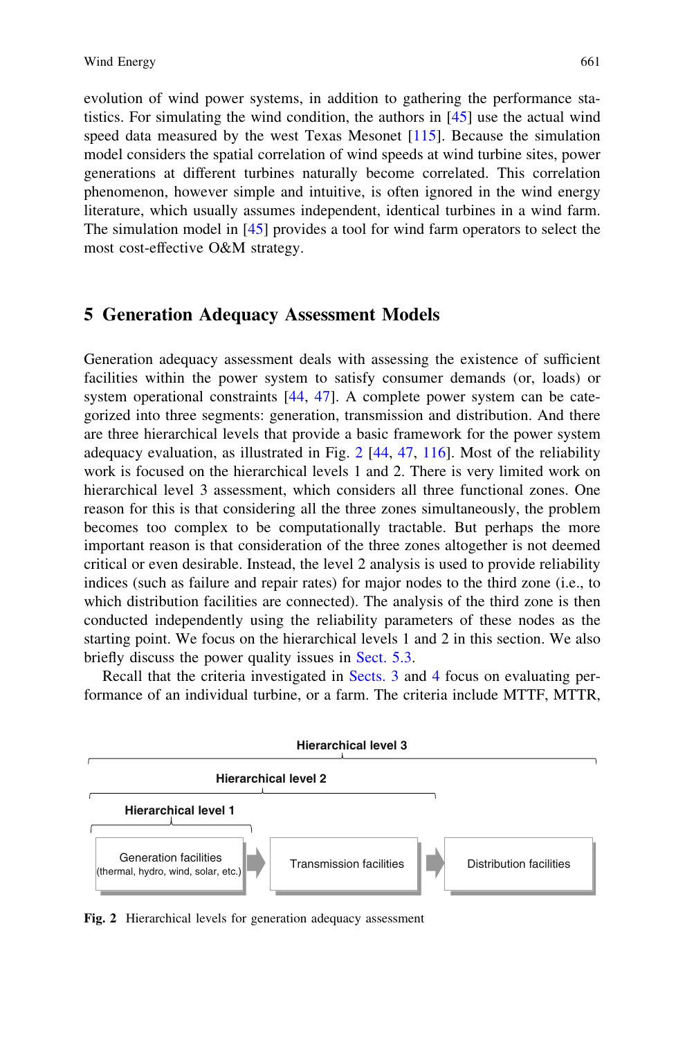evolution of wind power systems, in addition to gathering the performance statistics. For simulating the wind condition, the authors in [45] use the actual wind speed data measured by the west Texas Mesonet [115]. Because the simulation model considers the spatial correlation of wind speeds at wind turbine sites, power generations at different turbines naturally become correlated. This correlation phenomenon, however simple and intuitive, is often ignored in the wind energy literature, which usually assumes independent, identical turbines in a wind farm. The simulation model in [45] provides a tool for wind farm operators to select the most cost-effective O&M strategy.

## 5 Generation Adequacy Assessment Models

Generation adequacy assessment deals with assessing the existence of sufficient facilities within the power system to satisfy consumer demands (or, loads) or system operational constraints [44, 47]. A complete power system can be categorized into three segments: generation, transmission and distribution. And there are three hierarchical levels that provide a basic framework for the power system adequacy evaluation, as illustrated in Fig. 2 [44, 47, 116]. Most of the reliability work is focused on the hierarchical levels 1 and 2. There is very limited work on hierarchical level 3 assessment, which considers all three functional zones. One reason for this is that considering all the three zones simultaneously, the problem becomes too complex to be computationally tractable. But perhaps the more important reason is that consideration of the three zones altogether is not deemed critical or even desirable. Instead, the level 2 analysis is used to provide reliability indices (such as failure and repair rates) for major nodes to the third zone (i.e., to which distribution facilities are connected). The analysis of the third zone is then conducted independently using the reliability parameters of these nodes as the starting point. We focus on the hierarchical levels 1 and 2 in this section. We also briefly discuss the power quality issues in Sect. 5.3.

Recall that the criteria investigated in Sects. 3 and 4 focus on evaluating performance of an individual turbine, or a farm. The criteria include MTTF, MTTR,

Hierarchical level 3

Hierarchical level 2

Hierarchical level 1

Generation facilities (thermal, hydro, wind, solar, etc.) → Transmission facilities → Distribution facilities

**Fig. 2** Hierarchical levels for generation adequacy assessment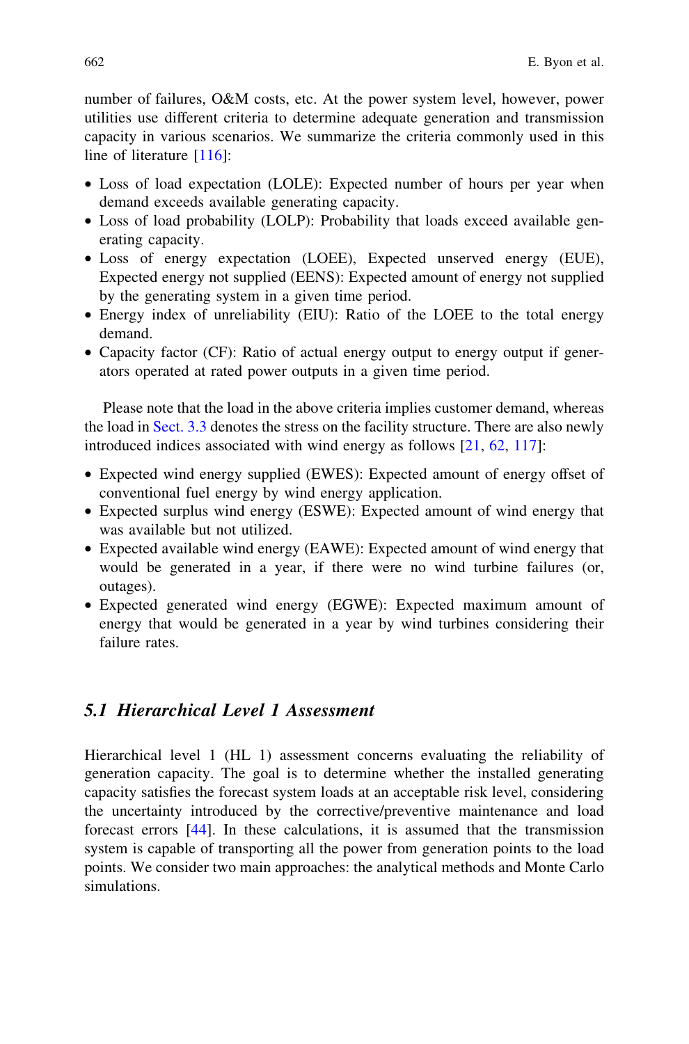number of failures, O&M costs, etc. At the power system level, however, power utilities use different criteria to determine adequate generation and transmission capacity in various scenarios. We summarize the criteria commonly used in this line of literature [116]:

- Loss of load expectation (LOLE): Expected number of hours per year when demand exceeds available generating capacity.
- Loss of load probability (LOLP): Probability that loads exceed available generating capacity.
- Loss of energy expectation (LOEE), Expected unserved energy (EUE), Expected energy not supplied (EENS): Expected amount of energy not supplied by the generating system in a given time period.
- Energy index of unreliability (EIU): Ratio of the LOEE to the total energy demand.
- Capacity factor (CF): Ratio of actual energy output to energy output if generators operated at rated power outputs in a given time period.

Please note that the load in the above criteria implies customer demand, whereas the load in Sect. 3.3 denotes the stress on the facility structure. There are also newly introduced indices associated with wind energy as follows [21, 62, 117]:

- Expected wind energy supplied (EWES): Expected amount of energy offset of conventional fuel energy by wind energy application.
- Expected surplus wind energy (ESWE): Expected amount of wind energy that was available but not utilized.
- Expected available wind energy (EAWE): Expected amount of wind energy that would be generated in a year, if there were no wind turbine failures (or, outages).
- Expected generated wind energy (EGWE): Expected maximum amount of energy that would be generated in a year by wind turbines considering their failure rates.

## *5.1 Hierarchical Level 1 Assessment*

Hierarchical level 1 (HL 1) assessment concerns evaluating the reliability of generation capacity. The goal is to determine whether the installed generating capacity satisfies the forecast system loads at an acceptable risk level, considering the uncertainty introduced by the corrective/preventive maintenance and load forecast errors [44]. In these calculations, it is assumed that the transmission system is capable of transporting all the power from generation points to the load points. We consider two main approaches: the analytical methods and Monte Carlo simulations.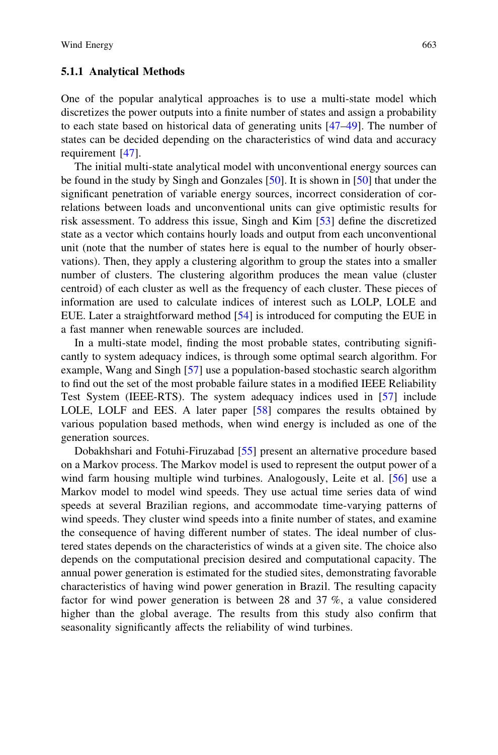### 5.1.1 Analytical Methods

One of the popular analytical approaches is to use a multi-state model which discretizes the power outputs into a finite number of states and assign a probability to each state based on historical data of generating units [47–49]. The number of states can be decided depending on the characteristics of wind data and accuracy requirement [47].

The initial multi-state analytical model with unconventional energy sources can be found in the study by Singh and Gonzales [50]. It is shown in [50] that under the significant penetration of variable energy sources, incorrect consideration of correlations between loads and unconventional units can give optimistic results for risk assessment. To address this issue, Singh and Kim [53] define the discretized state as a vector which contains hourly loads and output from each unconventional unit (note that the number of states here is equal to the number of hourly observations). Then, they apply a clustering algorithm to group the states into a smaller number of clusters. The clustering algorithm produces the mean value (cluster centroid) of each cluster as well as the frequency of each cluster. These pieces of information are used to calculate indices of interest such as LOLP, LOLE and EUE. Later a straightforward method [54] is introduced for computing the EUE in a fast manner when renewable sources are included.

In a multi-state model, finding the most probable states, contributing significantly to system adequacy indices, is through some optimal search algorithm. For example, Wang and Singh [57] use a population-based stochastic search algorithm to find out the set of the most probable failure states in a modified IEEE Reliability Test System (IEEE-RTS). The system adequacy indices used in [57] include LOLE, LOLF and EES. A later paper [58] compares the results obtained by various population based methods, when wind energy is included as one of the generation sources.

Dobakhshari and Fotuhi-Firuzabad [55] present an alternative procedure based on a Markov process. The Markov model is used to represent the output power of a wind farm housing multiple wind turbines. Analogously, Leite et al. [56] use a Markov model to model wind speeds. They use actual time series data of wind speeds at several Brazilian regions, and accommodate time-varying patterns of wind speeds. They cluster wind speeds into a finite number of states, and examine the consequence of having different number of states. The ideal number of clustered states depends on the characteristics of winds at a given site. The choice also depends on the computational precision desired and computational capacity. The annual power generation is estimated for the studied sites, demonstrating favorable characteristics of having wind power generation in Brazil. The resulting capacity factor for wind power generation is between 28 and 37 %, a value considered higher than the global average. The results from this study also confirm that seasonality significantly affects the reliability of wind turbines.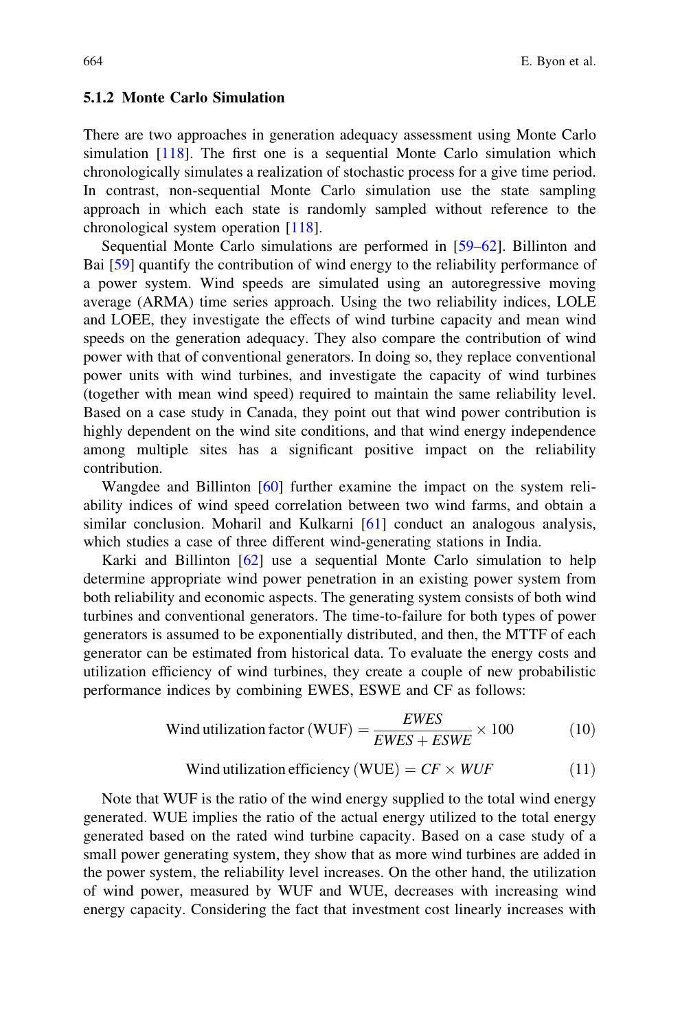### 5.1.2 Monte Carlo Simulation

There are two approaches in generation adequacy assessment using Monte Carlo simulation [118]. The first one is a sequential Monte Carlo simulation which chronologically simulates a realization of stochastic process for a give time period. In contrast, non-sequential Monte Carlo simulation use the state sampling approach in which each state is randomly sampled without reference to the chronological system operation [118].

Sequential Monte Carlo simulations are performed in [59–62]. Billinton and Bai [59] quantify the contribution of wind energy to the reliability performance of a power system. Wind speeds are simulated using an autoregressive moving average (ARMA) time series approach. Using the two reliability indices, LOLE and LOEE, they investigate the effects of wind turbine capacity and mean wind speeds on the generation adequacy. They also compare the contribution of wind power with that of conventional generators. In doing so, they replace conventional power units with wind turbines, and investigate the capacity of wind turbines (together with mean wind speed) required to maintain the same reliability level. Based on a case study in Canada, they point out that wind power contribution is highly dependent on the wind site conditions, and that wind energy independence among multiple sites has a significant positive impact on the reliability contribution.

Wangdee and Billinton [60] further examine the impact on the system reliability indices of wind speed correlation between two wind farms, and obtain a similar conclusion. Moharil and Kulkarni [61] conduct an analogous analysis, which studies a case of three different wind-generating stations in India.

Karki and Billinton [62] use a sequential Monte Carlo simulation to help determine appropriate wind power penetration in an existing power system from both reliability and economic aspects. The generating system consists of both wind turbines and conventional generators. The time-to-failure for both types of power generators is assumed to be exponentially distributed, and then, the MTTF of each generator can be estimated from historical data. To evaluate the energy costs and utilization efficiency of wind turbines, they create a couple of new probabilistic performance indices by combining EWES, ESWE and CF as follows:

$$\text{Wind utilization factor (WUF)} = \frac{EWES}{EWES + ESWE} \times 100 \tag{10}$$

$$\text{Wind utilization efficiency (WUE)} = CF \times WUF \tag{11}$$

Note that WUF is the ratio of the wind energy supplied to the total wind energy generated. WUE implies the ratio of the actual energy utilized to the total energy generated based on the rated wind turbine capacity. Based on a case study of a small power generating system, they show that as more wind turbines are added in the power system, the reliability level increases. On the other hand, the utilization of wind power, measured by WUF and WUE, decreases with increasing wind energy capacity. Considering the fact that investment cost linearly increases with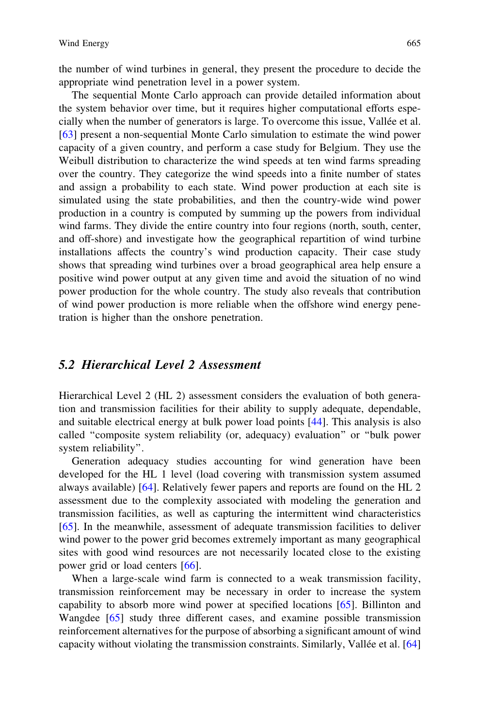the number of wind turbines in general, they present the procedure to decide the appropriate wind penetration level in a power system.

The sequential Monte Carlo approach can provide detailed information about the system behavior over time, but it requires higher computational efforts especially when the number of generators is large. To overcome this issue, Vallée et al. [63] present a non-sequential Monte Carlo simulation to estimate the wind power capacity of a given country, and perform a case study for Belgium. They use the Weibull distribution to characterize the wind speeds at ten wind farms spreading over the country. They categorize the wind speeds into a finite number of states and assign a probability to each state. Wind power production at each site is simulated using the state probabilities, and then the country-wide wind power production in a country is computed by summing up the powers from individual wind farms. They divide the entire country into four regions (north, south, center, and off-shore) and investigate how the geographical repartition of wind turbine installations affects the country's wind production capacity. Their case study shows that spreading wind turbines over a broad geographical area help ensure a positive wind power output at any given time and avoid the situation of no wind power production for the whole country. The study also reveals that contribution of wind power production is more reliable when the offshore wind energy penetration is higher than the onshore penetration.

### *5.2 Hierarchical Level 2 Assessment*

Hierarchical Level 2 (HL 2) assessment considers the evaluation of both generation and transmission facilities for their ability to supply adequate, dependable, and suitable electrical energy at bulk power load points [44]. This analysis is also called "composite system reliability (or, adequacy) evaluation" or "bulk power system reliability".

Generation adequacy studies accounting for wind generation have been developed for the HL 1 level (load covering with transmission system assumed always available) [64]. Relatively fewer papers and reports are found on the HL 2 assessment due to the complexity associated with modeling the generation and transmission facilities, as well as capturing the intermittent wind characteristics [65]. In the meanwhile, assessment of adequate transmission facilities to deliver wind power to the power grid becomes extremely important as many geographical sites with good wind resources are not necessarily located close to the existing power grid or load centers [66].

When a large-scale wind farm is connected to a weak transmission facility, transmission reinforcement may be necessary in order to increase the system capability to absorb more wind power at specified locations [65]. Billinton and Wangdee [65] study three different cases, and examine possible transmission reinforcement alternatives for the purpose of absorbing a significant amount of wind capacity without violating the transmission constraints. Similarly, Vallée et al. [64]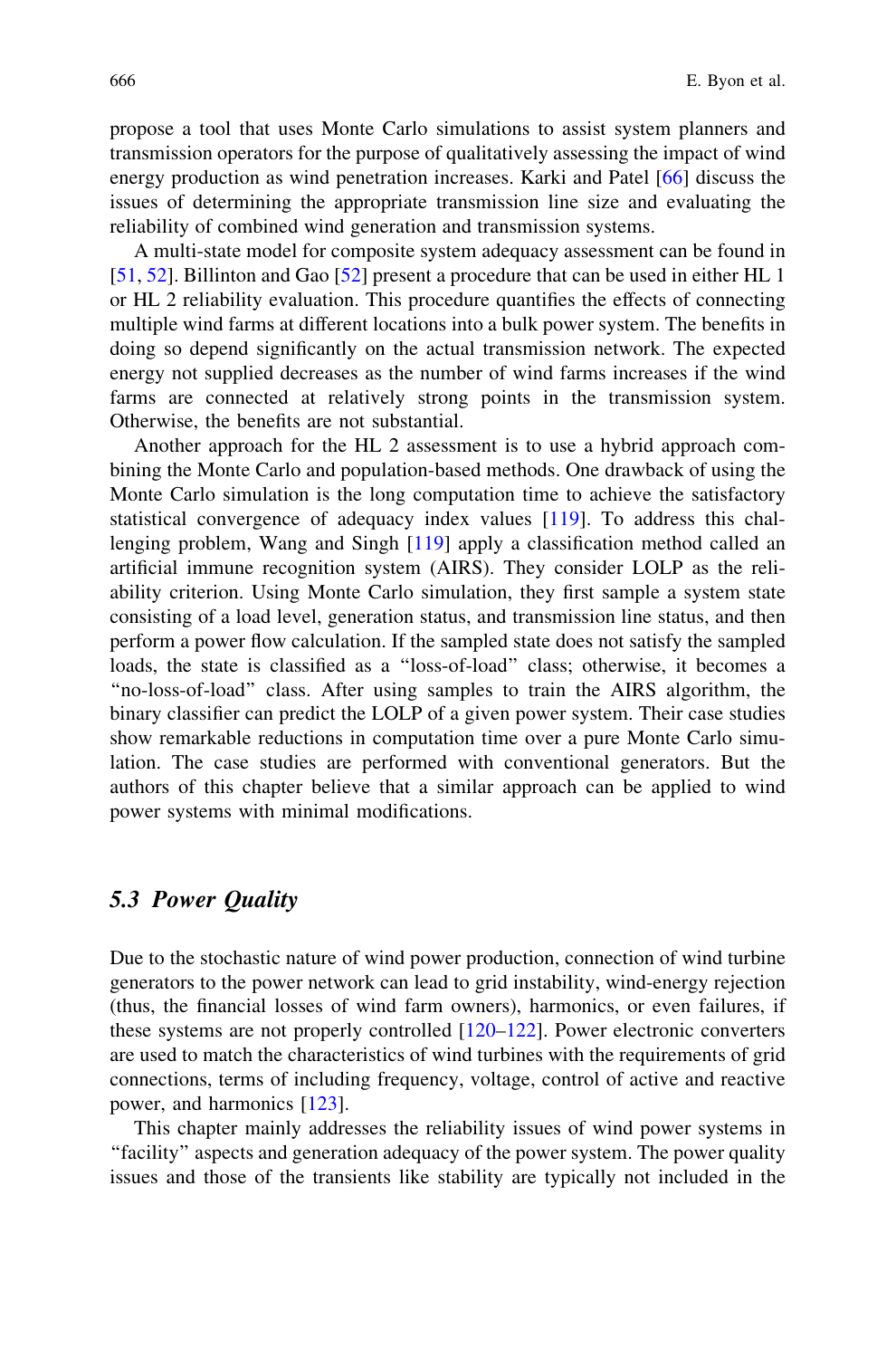propose a tool that uses Monte Carlo simulations to assist system planners and transmission operators for the purpose of qualitatively assessing the impact of wind energy production as wind penetration increases. Karki and Patel [66] discuss the issues of determining the appropriate transmission line size and evaluating the reliability of combined wind generation and transmission systems.

A multi-state model for composite system adequacy assessment can be found in [51, 52]. Billinton and Gao [52] present a procedure that can be used in either HL 1 or HL 2 reliability evaluation. This procedure quantifies the effects of connecting multiple wind farms at different locations into a bulk power system. The benefits in doing so depend significantly on the actual transmission network. The expected energy not supplied decreases as the number of wind farms increases if the wind farms are connected at relatively strong points in the transmission system. Otherwise, the benefits are not substantial.

Another approach for the HL 2 assessment is to use a hybrid approach combining the Monte Carlo and population-based methods. One drawback of using the Monte Carlo simulation is the long computation time to achieve the satisfactory statistical convergence of adequacy index values [119]. To address this challenging problem, Wang and Singh [119] apply a classification method called an artificial immune recognition system (AIRS). They consider LOLP as the reliability criterion. Using Monte Carlo simulation, they first sample a system state consisting of a load level, generation status, and transmission line status, and then perform a power flow calculation. If the sampled state does not satisfy the sampled loads, the state is classified as a "loss-of-load" class; otherwise, it becomes a "no-loss-of-load" class. After using samples to train the AIRS algorithm, the binary classifier can predict the LOLP of a given power system. Their case studies show remarkable reductions in computation time over a pure Monte Carlo simulation. The case studies are performed with conventional generators. But the authors of this chapter believe that a similar approach can be applied to wind power systems with minimal modifications.

### 5.3 Power Quality

Due to the stochastic nature of wind power production, connection of wind turbine generators to the power network can lead to grid instability, wind-energy rejection (thus, the financial losses of wind farm owners), harmonics, or even failures, if these systems are not properly controlled [120–122]. Power electronic converters are used to match the characteristics of wind turbines with the requirements of grid connections, terms of including frequency, voltage, control of active and reactive power, and harmonics [123].

This chapter mainly addresses the reliability issues of wind power systems in "facility" aspects and generation adequacy of the power system. The power quality issues and those of the transients like stability are typically not included in the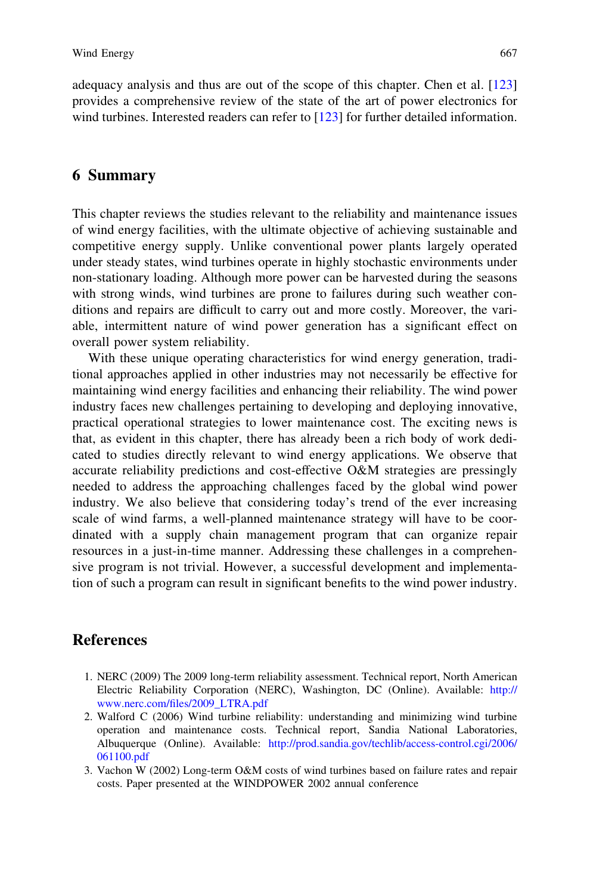adequacy analysis and thus are out of the scope of this chapter. Chen et al. [123] provides a comprehensive review of the state of the art of power electronics for wind turbines. Interested readers can refer to [123] for further detailed information.

## 6 Summary

This chapter reviews the studies relevant to the reliability and maintenance issues of wind energy facilities, with the ultimate objective of achieving sustainable and competitive energy supply. Unlike conventional power plants largely operated under steady states, wind turbines operate in highly stochastic environments under non-stationary loading. Although more power can be harvested during the seasons with strong winds, wind turbines are prone to failures during such weather conditions and repairs are difficult to carry out and more costly. Moreover, the variable, intermittent nature of wind power generation has a significant effect on overall power system reliability.

With these unique operating characteristics for wind energy generation, traditional approaches applied in other industries may not necessarily be effective for maintaining wind energy facilities and enhancing their reliability. The wind power industry faces new challenges pertaining to developing and deploying innovative, practical operational strategies to lower maintenance cost. The exciting news is that, as evident in this chapter, there has already been a rich body of work dedicated to studies directly relevant to wind energy applications. We observe that accurate reliability predictions and cost-effective O&M strategies are pressingly needed to address the approaching challenges faced by the global wind power industry. We also believe that considering today's trend of the ever increasing scale of wind farms, a well-planned maintenance strategy will have to be coordinated with a supply chain management program that can organize repair resources in a just-in-time manner. Addressing these challenges in a comprehensive program is not trivial. However, a successful development and implementation of such a program can result in significant benefits to the wind power industry.

## References

1. NERC (2009) The 2009 long-term reliability assessment. Technical report, North American Electric Reliability Corporation (NERC), Washington, DC (Online). Available: http://www.nerc.com/files/2009_LTRA.pdf
2. Walford C (2006) Wind turbine reliability: understanding and minimizing wind turbine operation and maintenance costs. Technical report, Sandia National Laboratories, Albuquerque (Online). Available: http://prod.sandia.gov/techlib/access-control.cgi/2006/061100.pdf
3. Vachon W (2002) Long-term O&M costs of wind turbines based on failure rates and repair costs. Paper presented at the WINDPOWER 2002 annual conference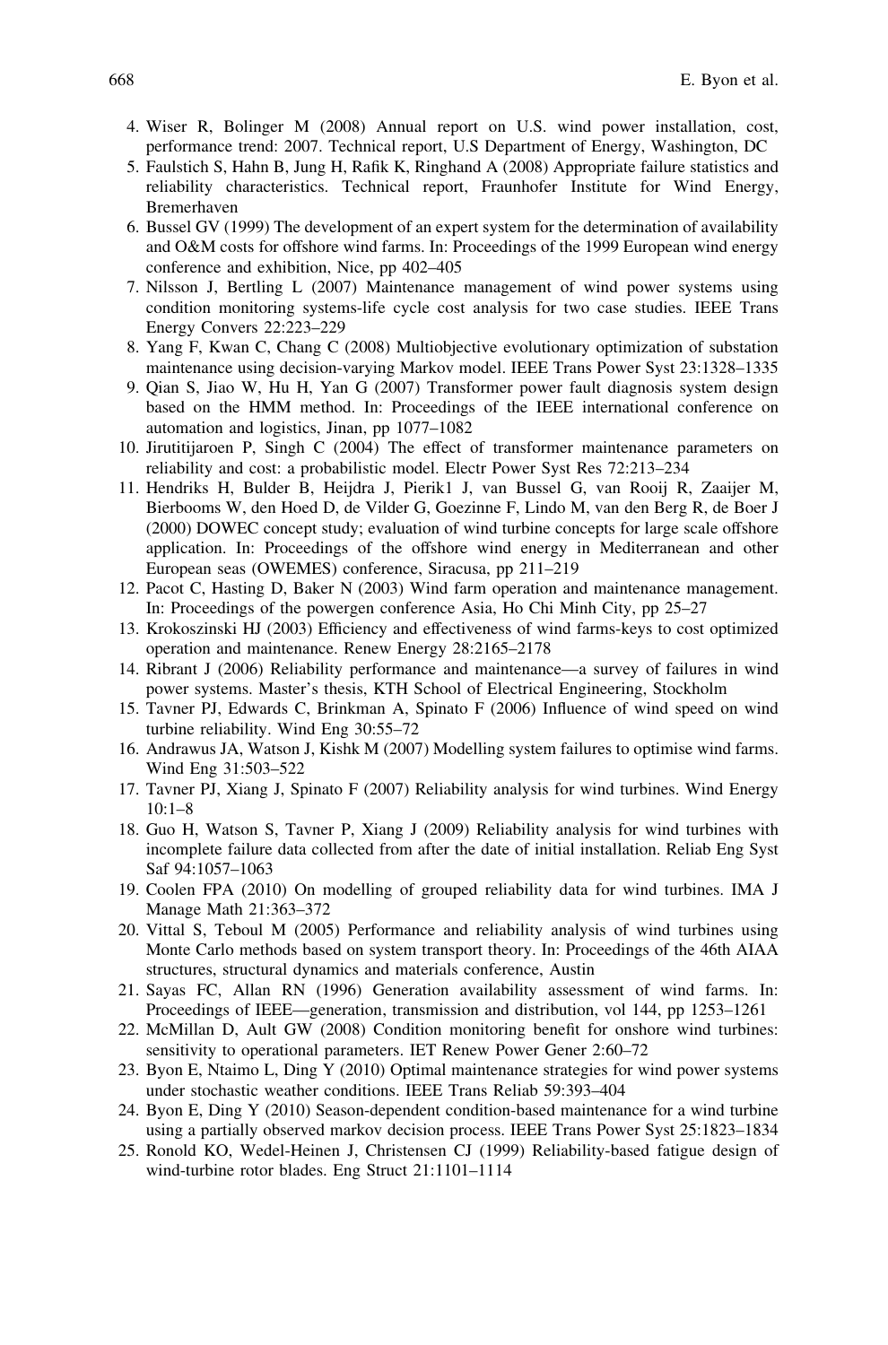4. Wiser R, Bolinger M (2008) Annual report on U.S. wind power installation, cost, performance trend: 2007. Technical report, U.S Department of Energy, Washington, DC
5. Faulstich S, Hahn B, Jung H, Rafik K, Ringhand A (2008) Appropriate failure statistics and reliability characteristics. Technical report, Fraunhofer Institute for Wind Energy, Bremerhaven
6. Bussel GV (1999) The development of an expert system for the determination of availability and O&M costs for offshore wind farms. In: Proceedings of the 1999 European wind energy conference and exhibition, Nice, pp 402–405
7. Nilsson J, Bertling L (2007) Maintenance management of wind power systems using condition monitoring systems-life cycle cost analysis for two case studies. IEEE Trans Energy Convers 22:223–229
8. Yang F, Kwan C, Chang C (2008) Multiobjective evolutionary optimization of substation maintenance using decision-varying Markov model. IEEE Trans Power Syst 23:1328–1335
9. Qian S, Jiao W, Hu H, Yan G (2007) Transformer power fault diagnosis system design based on the HMM method. In: Proceedings of the IEEE international conference on automation and logistics, Jinan, pp 1077–1082
10. Jirutitijaroen P, Singh C (2004) The effect of transformer maintenance parameters on reliability and cost: a probabilistic model. Electr Power Syst Res 72:213–234
11. Hendriks H, Bulder B, Heijdra J, Pierik1 J, van Bussel G, van Rooij R, Zaaijer M, Bierbooms W, den Hoed D, de Vilder G, Goezinne F, Lindo M, van den Berg R, de Boer J (2000) DOWEC concept study; evaluation of wind turbine concepts for large scale offshore application. In: Proceedings of the offshore wind energy in Mediterranean and other European seas (OWEMES) conference, Siracusa, pp 211–219
12. Pacot C, Hasting D, Baker N (2003) Wind farm operation and maintenance management. In: Proceedings of the powergen conference Asia, Ho Chi Minh City, pp 25–27
13. Krokoszinski HJ (2003) Efficiency and effectiveness of wind farms-keys to cost optimized operation and maintenance. Renew Energy 28:2165–2178
14. Ribrant J (2006) Reliability performance and maintenance—a survey of failures in wind power systems. Master's thesis, KTH School of Electrical Engineering, Stockholm
15. Tavner PJ, Edwards C, Brinkman A, Spinato F (2006) Influence of wind speed on wind turbine reliability. Wind Eng 30:55–72
16. Andrawus JA, Watson J, Kishk M (2007) Modelling system failures to optimise wind farms. Wind Eng 31:503–522
17. Tavner PJ, Xiang J, Spinato F (2007) Reliability analysis for wind turbines. Wind Energy 10:1–8
18. Guo H, Watson S, Tavner P, Xiang J (2009) Reliability analysis for wind turbines with incomplete failure data collected from after the date of initial installation. Reliab Eng Syst Saf 94:1057–1063
19. Coolen FPA (2010) On modelling of grouped reliability data for wind turbines. IMA J Manage Math 21:363–372
20. Vittal S, Teboul M (2005) Performance and reliability analysis of wind turbines using Monte Carlo methods based on system transport theory. In: Proceedings of the 46th AIAA structures, structural dynamics and materials conference, Austin
21. Sayas FC, Allan RN (1996) Generation availability assessment of wind farms. In: Proceedings of IEEE—generation, transmission and distribution, vol 144, pp 1253–1261
22. McMillan D, Ault GW (2008) Condition monitoring benefit for onshore wind turbines: sensitivity to operational parameters. IET Renew Power Gener 2:60–72
23. Byon E, Ntaimo L, Ding Y (2010) Optimal maintenance strategies for wind power systems under stochastic weather conditions. IEEE Trans Reliab 59:393–404
24. Byon E, Ding Y (2010) Season-dependent condition-based maintenance for a wind turbine using a partially observed markov decision process. IEEE Trans Power Syst 25:1823–1834
25. Ronold KO, Wedel-Heinen J, Christensen CJ (1999) Reliability-based fatigue design of wind-turbine rotor blades. Eng Struct 21:1101–1114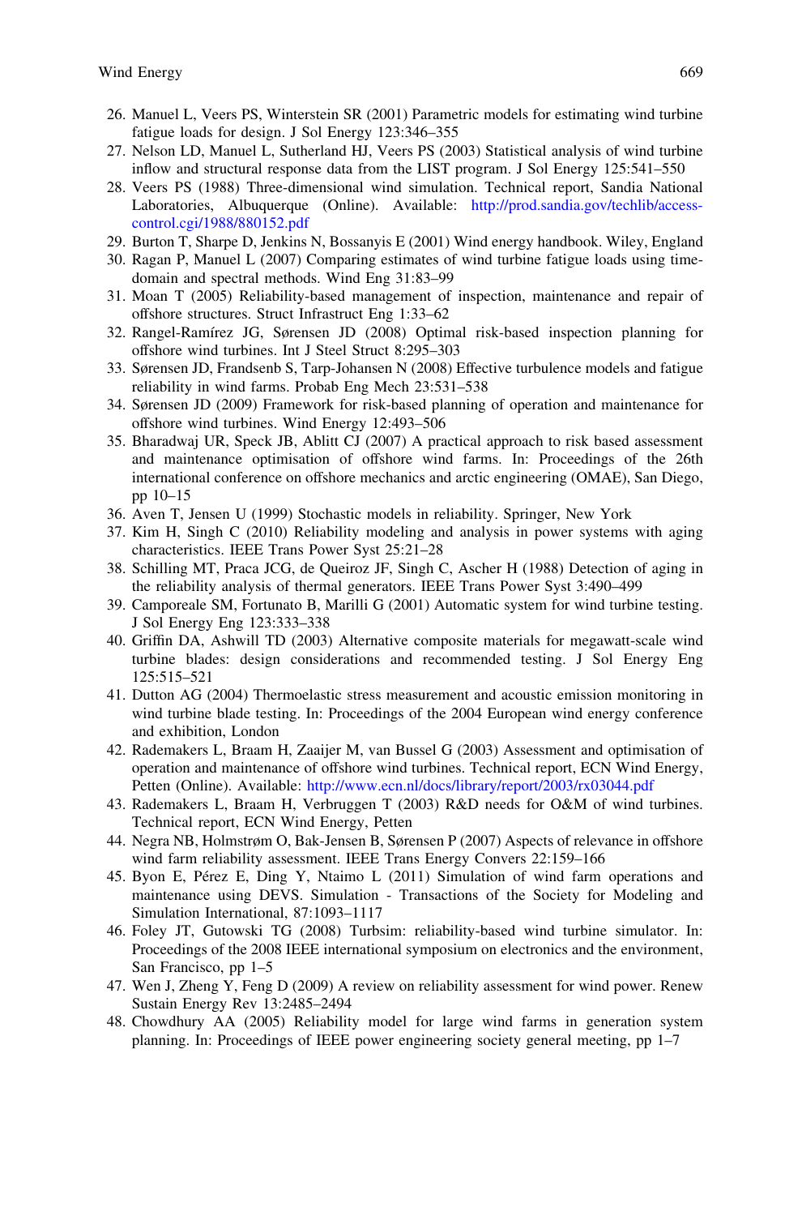26. Manuel L, Veers PS, Winterstein SR (2001) Parametric models for estimating wind turbine fatigue loads for design. J Sol Energy 123:346–355
27. Nelson LD, Manuel L, Sutherland HJ, Veers PS (2003) Statistical analysis of wind turbine inflow and structural response data from the LIST program. J Sol Energy 125:541–550
28. Veers PS (1988) Three-dimensional wind simulation. Technical report, Sandia National Laboratories, Albuquerque (Online). Available: http://prod.sandia.gov/techlib/access-control.cgi/1988/880152.pdf
29. Burton T, Sharpe D, Jenkins N, Bossanyis E (2001) Wind energy handbook. Wiley, England
30. Ragan P, Manuel L (2007) Comparing estimates of wind turbine fatigue loads using time-domain and spectral methods. Wind Eng 31:83–99
31. Moan T (2005) Reliability-based management of inspection, maintenance and repair of offshore structures. Struct Infrastruct Eng 1:33–62
32. Rangel-Ramírez JG, Sørensen JD (2008) Optimal risk-based inspection planning for offshore wind turbines. Int J Steel Struct 8:295–303
33. Sørensen JD, Frandsenb S, Tarp-Johansen N (2008) Effective turbulence models and fatigue reliability in wind farms. Probab Eng Mech 23:531–538
34. Sørensen JD (2009) Framework for risk-based planning of operation and maintenance for offshore wind turbines. Wind Energy 12:493–506
35. Bharadwaj UR, Speck JB, Ablitt CJ (2007) A practical approach to risk based assessment and maintenance optimisation of offshore wind farms. In: Proceedings of the 26th international conference on offshore mechanics and arctic engineering (OMAE), San Diego, pp 10–15
36. Aven T, Jensen U (1999) Stochastic models in reliability. Springer, New York
37. Kim H, Singh C (2010) Reliability modeling and analysis in power systems with aging characteristics. IEEE Trans Power Syst 25:21–28
38. Schilling MT, Praca JCG, de Queiroz JF, Singh C, Ascher H (1988) Detection of aging in the reliability analysis of thermal generators. IEEE Trans Power Syst 3:490–499
39. Camporeale SM, Fortunato B, Marilli G (2001) Automatic system for wind turbine testing. J Sol Energy Eng 123:333–338
40. Griffin DA, Ashwill TD (2003) Alternative composite materials for megawatt-scale wind turbine blades: design considerations and recommended testing. J Sol Energy Eng 125:515–521
41. Dutton AG (2004) Thermoelastic stress measurement and acoustic emission monitoring in wind turbine blade testing. In: Proceedings of the 2004 European wind energy conference and exhibition, London
42. Rademakers L, Braam H, Zaaijer M, van Bussel G (2003) Assessment and optimisation of operation and maintenance of offshore wind turbines. Technical report, ECN Wind Energy, Petten (Online). Available: http://www.ecn.nl/docs/library/report/2003/rx03044.pdf
43. Rademakers L, Braam H, Verbruggen T (2003) R&D needs for O&M of wind turbines. Technical report, ECN Wind Energy, Petten
44. Negra NB, Holmstrøm O, Bak-Jensen B, Sørensen P (2007) Aspects of relevance in offshore wind farm reliability assessment. IEEE Trans Energy Convers 22:159–166
45. Byon E, Pérez E, Ding Y, Ntaimo L (2011) Simulation of wind farm operations and maintenance using DEVS. Simulation - Transactions of the Society for Modeling and Simulation International, 87:1093–1117
46. Foley JT, Gutowski TG (2008) Turbsim: reliability-based wind turbine simulator. In: Proceedings of the 2008 IEEE international symposium on electronics and the environment, San Francisco, pp 1–5
47. Wen J, Zheng Y, Feng D (2009) A review on reliability assessment for wind power. Renew Sustain Energy Rev 13:2485–2494
48. Chowdhury AA (2005) Reliability model for large wind farms in generation system planning. In: Proceedings of IEEE power engineering society general meeting, pp 1–7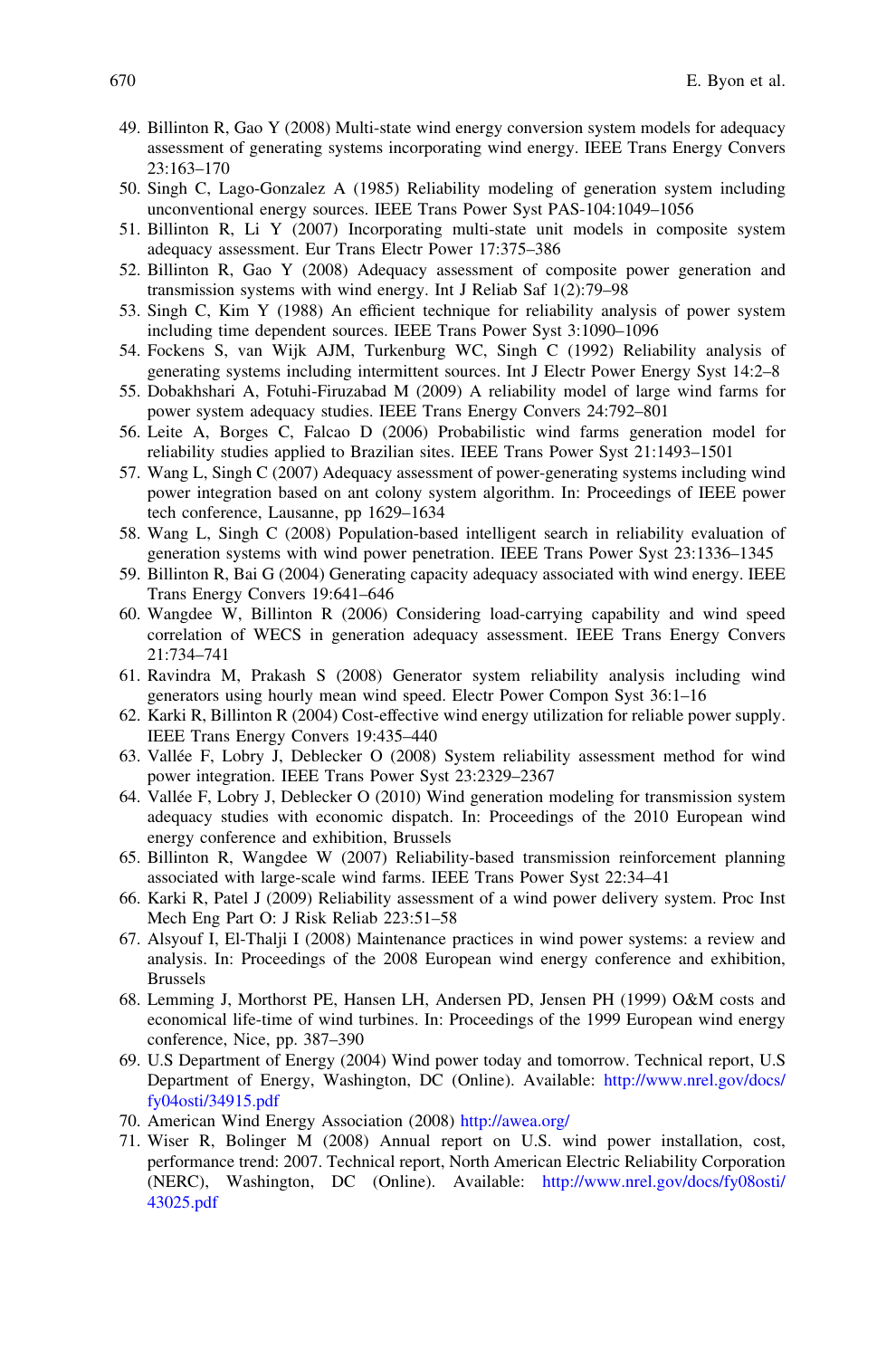49. Billinton R, Gao Y (2008) Multi-state wind energy conversion system models for adequacy assessment of generating systems incorporating wind energy. IEEE Trans Energy Convers 23:163–170
50. Singh C, Lago-Gonzalez A (1985) Reliability modeling of generation system including unconventional energy sources. IEEE Trans Power Syst PAS-104:1049–1056
51. Billinton R, Li Y (2007) Incorporating multi-state unit models in composite system adequacy assessment. Eur Trans Electr Power 17:375–386
52. Billinton R, Gao Y (2008) Adequacy assessment of composite power generation and transmission systems with wind energy. Int J Reliab Saf 1(2):79–98
53. Singh C, Kim Y (1988) An efficient technique for reliability analysis of power system including time dependent sources. IEEE Trans Power Syst 3:1090–1096
54. Fockens S, van Wijk AJM, Turkenburg WC, Singh C (1992) Reliability analysis of generating systems including intermittent sources. Int J Electr Power Energy Syst 14:2–8
55. Dobakhshari A, Fotuhi-Firuzabad M (2009) A reliability model of large wind farms for power system adequacy studies. IEEE Trans Energy Convers 24:792–801
56. Leite A, Borges C, Falcao D (2006) Probabilistic wind farms generation model for reliability studies applied to Brazilian sites. IEEE Trans Power Syst 21:1493–1501
57. Wang L, Singh C (2007) Adequacy assessment of power-generating systems including wind power integration based on ant colony system algorithm. In: Proceedings of IEEE power tech conference, Lausanne, pp 1629–1634
58. Wang L, Singh C (2008) Population-based intelligent search in reliability evaluation of generation systems with wind power penetration. IEEE Trans Power Syst 23:1336–1345
59. Billinton R, Bai G (2004) Generating capacity adequacy associated with wind energy. IEEE Trans Energy Convers 19:641–646
60. Wangdee W, Billinton R (2006) Considering load-carrying capability and wind speed correlation of WECS in generation adequacy assessment. IEEE Trans Energy Convers 21:734–741
61. Ravindra M, Prakash S (2008) Generator system reliability analysis including wind generators using hourly mean wind speed. Electr Power Compon Syst 36:1–16
62. Karki R, Billinton R (2004) Cost-effective wind energy utilization for reliable power supply. IEEE Trans Energy Convers 19:435–440
63. Vallée F, Lobry J, Deblecker O (2008) System reliability assessment method for wind power integration. IEEE Trans Power Syst 23:2329–2367
64. Vallée F, Lobry J, Deblecker O (2010) Wind generation modeling for transmission system adequacy studies with economic dispatch. In: Proceedings of the 2010 European wind energy conference and exhibition, Brussels
65. Billinton R, Wangdee W (2007) Reliability-based transmission reinforcement planning associated with large-scale wind farms. IEEE Trans Power Syst 22:34–41
66. Karki R, Patel J (2009) Reliability assessment of a wind power delivery system. Proc Inst Mech Eng Part O: J Risk Reliab 223:51–58
67. Alsyouf I, El-Thalji I (2008) Maintenance practices in wind power systems: a review and analysis. In: Proceedings of the 2008 European wind energy conference and exhibition, Brussels
68. Lemming J, Morthorst PE, Hansen LH, Andersen PD, Jensen PH (1999) O&M costs and economical life-time of wind turbines. In: Proceedings of the 1999 European wind energy conference, Nice, pp. 387–390
69. U.S Department of Energy (2004) Wind power today and tomorrow. Technical report, U.S Department of Energy, Washington, DC (Online). Available: http://www.nrel.gov/docs/fy04osti/34915.pdf
70. American Wind Energy Association (2008) http://awea.org/
71. Wiser R, Bolinger M (2008) Annual report on U.S. wind power installation, cost, performance trend: 2007. Technical report, North American Electric Reliability Corporation (NERC), Washington, DC (Online). Available: http://www.nrel.gov/docs/fy08osti/43025.pdf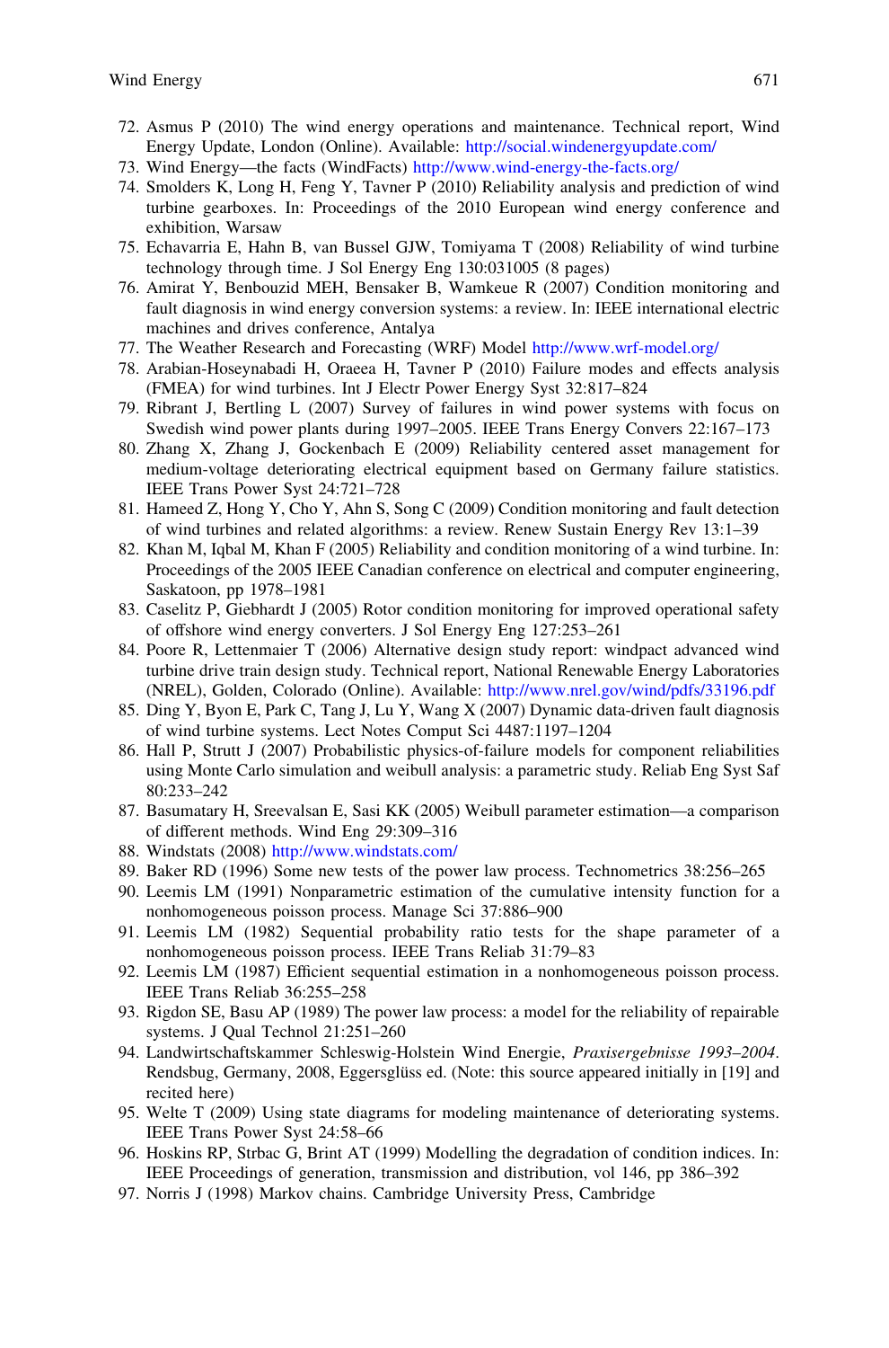72. Asmus P (2010) The wind energy operations and maintenance. Technical report, Wind Energy Update, London (Online). Available: http://social.windenergyupdate.com/
73. Wind Energy—the facts (WindFacts) http://www.wind-energy-the-facts.org/
74. Smolders K, Long H, Feng Y, Tavner P (2010) Reliability analysis and prediction of wind turbine gearboxes. In: Proceedings of the 2010 European wind energy conference and exhibition, Warsaw
75. Echavarria E, Hahn B, van Bussel GJW, Tomiyama T (2008) Reliability of wind turbine technology through time. J Sol Energy Eng 130:031005 (8 pages)
76. Amirat Y, Benbouzid MEH, Bensaker B, Wamkeue R (2007) Condition monitoring and fault diagnosis in wind energy conversion systems: a review. In: IEEE international electric machines and drives conference, Antalya
77. The Weather Research and Forecasting (WRF) Model http://www.wrf-model.org/
78. Arabian-Hoseynabadi H, Oraeea H, Tavner P (2010) Failure modes and effects analysis (FMEA) for wind turbines. Int J Electr Power Energy Syst 32:817–824
79. Ribrant J, Bertling L (2007) Survey of failures in wind power systems with focus on Swedish wind power plants during 1997–2005. IEEE Trans Energy Convers 22:167–173
80. Zhang X, Zhang J, Gockenbach E (2009) Reliability centered asset management for medium-voltage deteriorating electrical equipment based on Germany failure statistics. IEEE Trans Power Syst 24:721–728
81. Hameed Z, Hong Y, Cho Y, Ahn S, Song C (2009) Condition monitoring and fault detection of wind turbines and related algorithms: a review. Renew Sustain Energy Rev 13:1–39
82. Khan M, Iqbal M, Khan F (2005) Reliability and condition monitoring of a wind turbine. In: Proceedings of the 2005 IEEE Canadian conference on electrical and computer engineering, Saskatoon, pp 1978–1981
83. Caselitz P, Giebhardt J (2005) Rotor condition monitoring for improved operational safety of offshore wind energy converters. J Sol Energy Eng 127:253–261
84. Poore R, Lettenmaier T (2006) Alternative design study report: windpact advanced wind turbine drive train design study. Technical report, National Renewable Energy Laboratories (NREL), Golden, Colorado (Online). Available: http://www.nrel.gov/wind/pdfs/33196.pdf
85. Ding Y, Byon E, Park C, Tang J, Lu Y, Wang X (2007) Dynamic data-driven fault diagnosis of wind turbine systems. Lect Notes Comput Sci 4487:1197–1204
86. Hall P, Strutt J (2007) Probabilistic physics-of-failure models for component reliabilities using Monte Carlo simulation and weibull analysis: a parametric study. Reliab Eng Syst Saf 80:233–242
87. Basumatary H, Sreevalsan E, Sasi KK (2005) Weibull parameter estimation—a comparison of different methods. Wind Eng 29:309–316
88. Windstats (2008) http://www.windstats.com/
89. Baker RD (1996) Some new tests of the power law process. Technometrics 38:256–265
90. Leemis LM (1991) Nonparametric estimation of the cumulative intensity function for a nonhomogeneous poisson process. Manage Sci 37:886–900
91. Leemis LM (1982) Sequential probability ratio tests for the shape parameter of a nonhomogeneous poisson process. IEEE Trans Reliab 31:79–83
92. Leemis LM (1987) Efficient sequential estimation in a nonhomogeneous poisson process. IEEE Trans Reliab 36:255–258
93. Rigdon SE, Basu AP (1989) The power law process: a model for the reliability of repairable systems. J Qual Technol 21:251–260
94. Landwirtschaftskammer Schleswig-Holstein Wind Energie, *Praxisergebnisse 1993–2004*. Rendsbug, Germany, 2008, Eggersglüss ed. (Note: this source appeared initially in [19] and recited here)
95. Welte T (2009) Using state diagrams for modeling maintenance of deteriorating systems. IEEE Trans Power Syst 24:58–66
96. Hoskins RP, Strbac G, Brint AT (1999) Modelling the degradation of condition indices. In: IEEE Proceedings of generation, transmission and distribution, vol 146, pp 386–392
97. Norris J (1998) Markov chains. Cambridge University Press, Cambridge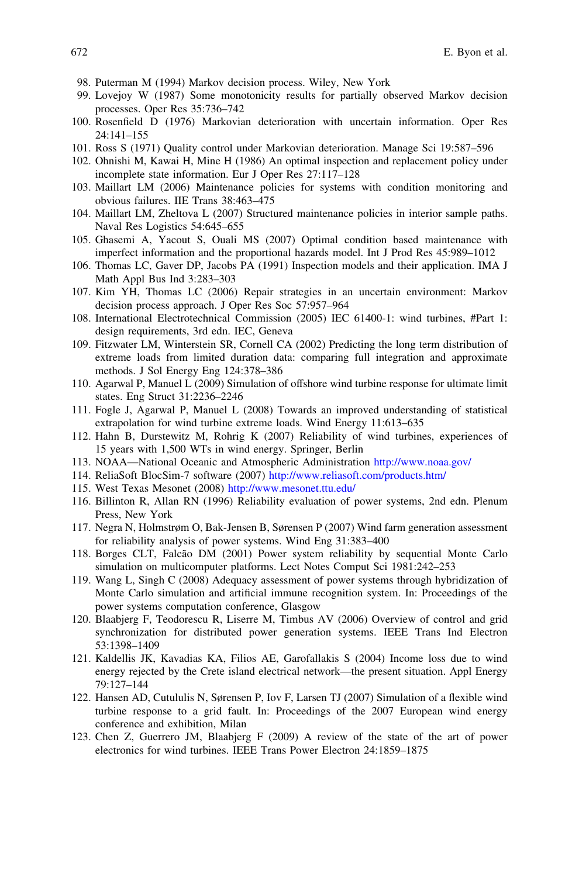98. Puterman M (1994) Markov decision process. Wiley, New York
99. Lovejoy W (1987) Some monotonicity results for partially observed Markov decision processes. Oper Res 35:736–742
100. Rosenfield D (1976) Markovian deterioration with uncertain information. Oper Res 24:141–155
101. Ross S (1971) Quality control under Markovian deterioration. Manage Sci 19:587–596
102. Ohnishi M, Kawai H, Mine H (1986) An optimal inspection and replacement policy under incomplete state information. Eur J Oper Res 27:117–128
103. Maillart LM (2006) Maintenance policies for systems with condition monitoring and obvious failures. IIE Trans 38:463–475
104. Maillart LM, Zheltova L (2007) Structured maintenance policies in interior sample paths. Naval Res Logistics 54:645–655
105. Ghasemi A, Yacout S, Ouali MS (2007) Optimal condition based maintenance with imperfect information and the proportional hazards model. Int J Prod Res 45:989–1012
106. Thomas LC, Gaver DP, Jacobs PA (1991) Inspection models and their application. IMA J Math Appl Bus Ind 3:283–303
107. Kim YH, Thomas LC (2006) Repair strategies in an uncertain environment: Markov decision process approach. J Oper Res Soc 57:957–964
108. International Electrotechnical Commission (2005) IEC 61400-1: wind turbines, #Part 1: design requirements, 3rd edn. IEC, Geneva
109. Fitzwater LM, Winterstein SR, Cornell CA (2002) Predicting the long term distribution of extreme loads from limited duration data: comparing full integration and approximate methods. J Sol Energy Eng 124:378–386
110. Agarwal P, Manuel L (2009) Simulation of offshore wind turbine response for ultimate limit states. Eng Struct 31:2236–2246
111. Fogle J, Agarwal P, Manuel L (2008) Towards an improved understanding of statistical extrapolation for wind turbine extreme loads. Wind Energy 11:613–635
112. Hahn B, Durstewitz M, Rohrig K (2007) Reliability of wind turbines, experiences of 15 years with 1,500 WTs in wind energy. Springer, Berlin
113. NOAA—National Oceanic and Atmospheric Administration http://www.noaa.gov/
114. ReliaSoft BlocSim-7 software (2007) http://www.reliasoft.com/products.htm/
115. West Texas Mesonet (2008) http://www.mesonet.ttu.edu/
116. Billinton R, Allan RN (1996) Reliability evaluation of power systems, 2nd edn. Plenum Press, New York
117. Negra N, Holmstrøm O, Bak-Jensen B, Sørensen P (2007) Wind farm generation assessment for reliability analysis of power systems. Wind Eng 31:383–400
118. Borges CLT, Falcão DM (2001) Power system reliability by sequential Monte Carlo simulation on multicomputer platforms. Lect Notes Comput Sci 1981:242–253
119. Wang L, Singh C (2008) Adequacy assessment of power systems through hybridization of Monte Carlo simulation and artificial immune recognition system. In: Proceedings of the power systems computation conference, Glasgow
120. Blaabjerg F, Teodorescu R, Liserre M, Timbus AV (2006) Overview of control and grid synchronization for distributed power generation systems. IEEE Trans Ind Electron 53:1398–1409
121. Kaldellis JK, Kavadias KA, Filios AE, Garofallakis S (2004) Income loss due to wind energy rejected by the Crete island electrical network—the present situation. Appl Energy 79:127–144
122. Hansen AD, Cutululis N, Sørensen P, Iov F, Larsen TJ (2007) Simulation of a flexible wind turbine response to a grid fault. In: Proceedings of the 2007 European wind energy conference and exhibition, Milan
123. Chen Z, Guerrero JM, Blaabjerg F (2009) A review of the state of the art of power electronics for wind turbines. IEEE Trans Power Electron 24:1859–1875